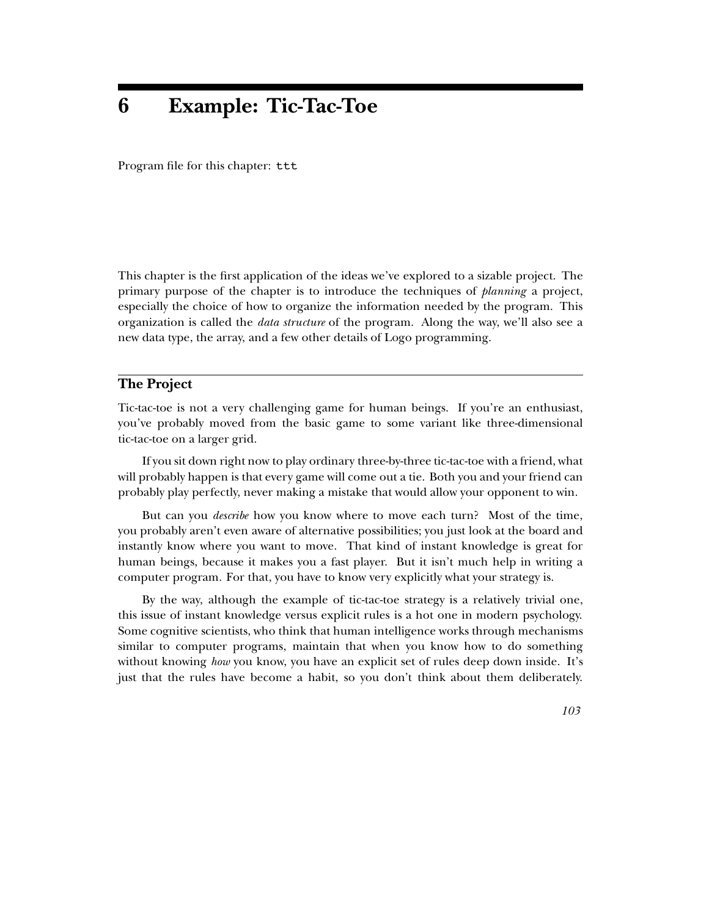# 6 Example: Tic-Tac-Toe

Program file for this chapter: `ttt`

This chapter is the first application of the ideas we've explored to a sizable project. The primary purpose of the chapter is to introduce the techniques of *planning* a project, especially the choice of how to organize the information needed by the program. This organization is called the *data structure* of the program. Along the way, we'll also see a new data type, the array, and a few other details of Logo programming.

## The Project

Tic-tac-toe is not a very challenging game for human beings. If you're an enthusiast, you've probably moved from the basic game to some variant like three-dimensional tic-tac-toe on a larger grid.

If you sit down right now to play ordinary three-by-three tic-tac-toe with a friend, what will probably happen is that every game will come out a tie. Both you and your friend can probably play perfectly, never making a mistake that would allow your opponent to win.

But can you *describe* how you know where to move each turn? Most of the time, you probably aren't even aware of alternative possibilities; you just look at the board and instantly know where you want to move. That kind of instant knowledge is great for human beings, because it makes you a fast player. But it isn't much help in writing a computer program. For that, you have to know very explicitly what your strategy is.

By the way, although the example of tic-tac-toe strategy is a relatively trivial one, this issue of instant knowledge versus explicit rules is a hot one in modern psychology. Some cognitive scientists, who think that human intelligence works through mechanisms similar to computer programs, maintain that when you know how to do something without knowing *how* you know, you have an explicit set of rules deep down inside. It's just that the rules have become a habit, so you don't think about them deliberately.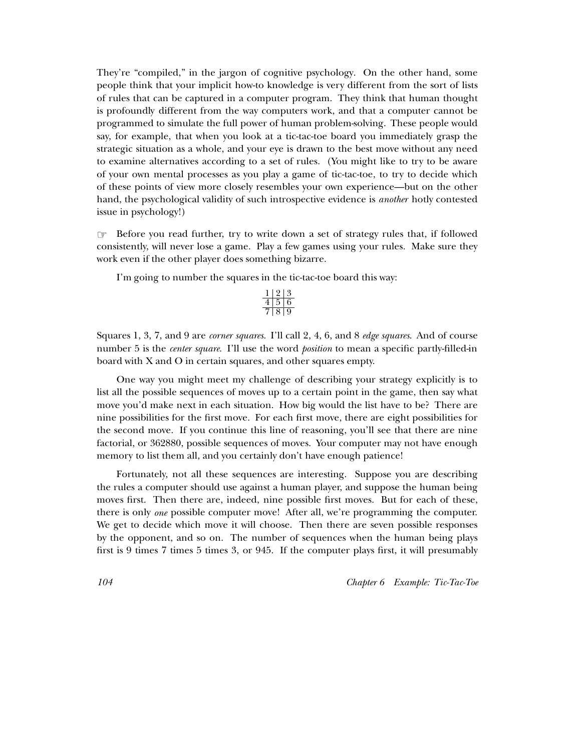They're "compiled," in the jargon of cognitive psychology. On the other hand, some people think that your implicit how-to knowledge is very different from the sort of lists of rules that can be captured in a computer program. They think that human thought is profoundly different from the way computers work, and that a computer cannot be programmed to simulate the full power of human problem-solving. These people would say, for example, that when you look at a tic-tac-toe board you immediately grasp the strategic situation as a whole, and your eye is drawn to the best move without any need to examine alternatives according to a set of rules. (You might like to try to be aware of your own mental processes as you play a game of tic-tac-toe, to try to decide which of these points of view more closely resembles your own experience—but on the other hand, the psychological validity of such introspective evidence is *another* hotly contested issue in psychology!)

☞ Before you read further, try to write down a set of strategy rules that, if followed consistently, will never lose a game. Play a few games using your rules. Make sure they work even if the other player does something bizarre.

I'm going to number the squares in the tic-tac-toe board this way:

| 1 | 2 | 3 |
|---|---|---|
| 4 | 5 | 6 |
| 7 | 8 | 9 |

Squares 1, 3, 7, and 9 are *corner squares*. I'll call 2, 4, 6, and 8 *edge squares*. And of course number 5 is the *center square*. I'll use the word *position* to mean a specific partly-filled-in board with X and O in certain squares, and other squares empty.

One way you might meet my challenge of describing your strategy explicitly is to list all the possible sequences of moves up to a certain point in the game, then say what move you'd make next in each situation. How big would the list have to be? There are nine possibilities for the first move. For each first move, there are eight possibilities for the second move. If you continue this line of reasoning, you'll see that there are nine factorial, or 362880, possible sequences of moves. Your computer may not have enough memory to list them all, and you certainly don't have enough patience!

Fortunately, not all these sequences are interesting. Suppose you are describing the rules a computer should use against a human player, and suppose the human being moves first. Then there are, indeed, nine possible first moves. But for each of these, there is only *one* possible computer move! After all, we're programming the computer. We get to decide which move it will choose. Then there are seven possible responses by the opponent, and so on. The number of sequences when the human being plays first is 9 times 7 times 5 times 3, or 945. If the computer plays first, it will presumably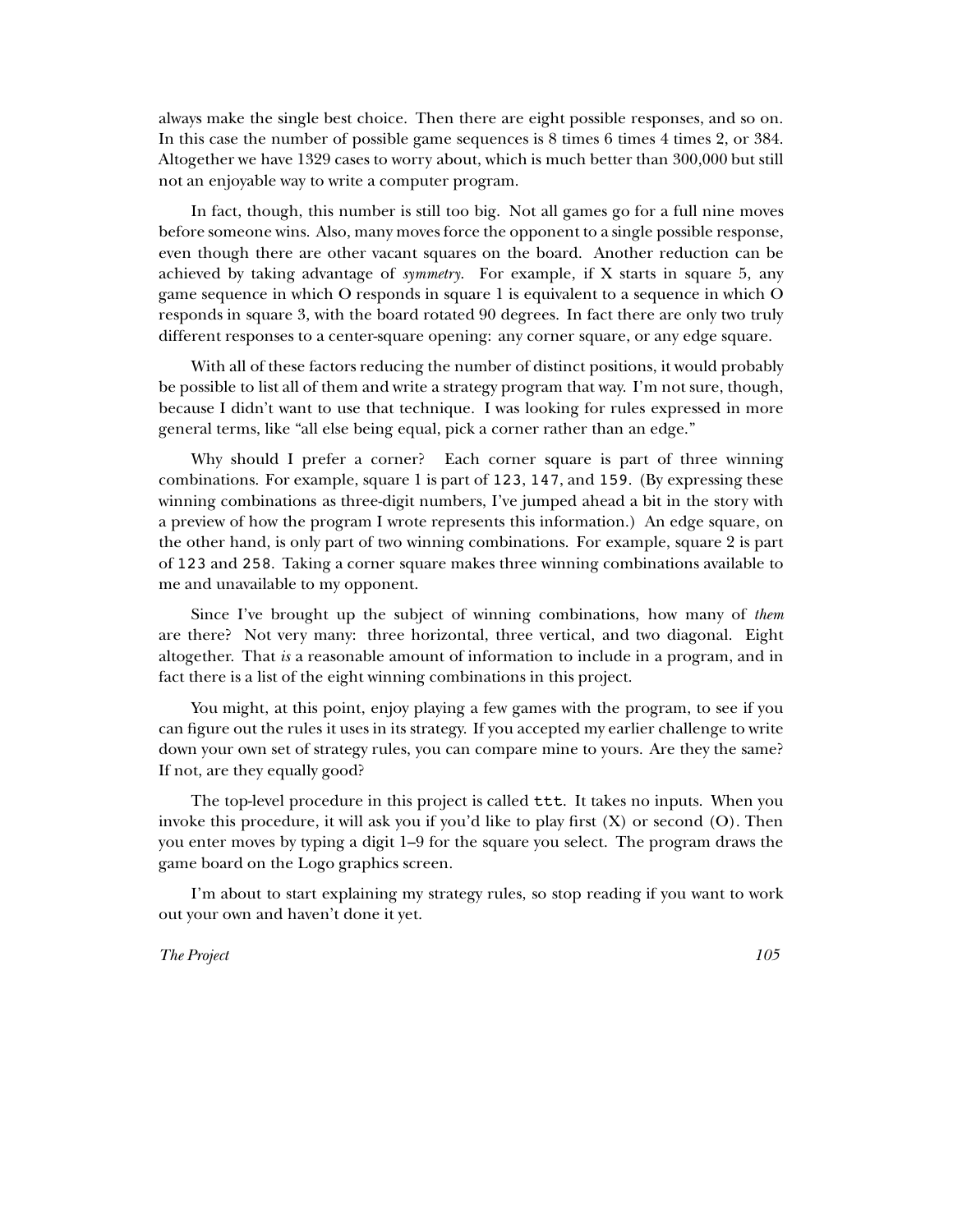always make the single best choice. Then there are eight possible responses, and so on. In this case the number of possible game sequences is 8 times 6 times 4 times 2, or 384. Altogether we have 1329 cases to worry about, which is much better than 300,000 but still not an enjoyable way to write a computer program.

In fact, though, this number is still too big. Not all games go for a full nine moves before someone wins. Also, many moves force the opponent to a single possible response, even though there are other vacant squares on the board. Another reduction can be achieved by taking advantage of *symmetry*. For example, if X starts in square 5, any game sequence in which O responds in square 1 is equivalent to a sequence in which O responds in square 3, with the board rotated 90 degrees. In fact there are only two truly different responses to a center-square opening: any corner square, or any edge square.

With all of these factors reducing the number of distinct positions, it would probably be possible to list all of them and write a strategy program that way. I'm not sure, though, because I didn't want to use that technique. I was looking for rules expressed in more general terms, like "all else being equal, pick a corner rather than an edge."

Why should I prefer a corner? Each corner square is part of three winning combinations. For example, square 1 is part of `123`, `147`, and `159`. (By expressing these winning combinations as three-digit numbers, I've jumped ahead a bit in the story with a preview of how the program I wrote represents this information.) An edge square, on the other hand, is only part of two winning combinations. For example, square 2 is part of `123` and `258`. Taking a corner square makes three winning combinations available to me and unavailable to my opponent.

Since I've brought up the subject of winning combinations, how many of *them* are there? Not very many: three horizontal, three vertical, and two diagonal. Eight altogether. That *is* a reasonable amount of information to include in a program, and in fact there is a list of the eight winning combinations in this project.

You might, at this point, enjoy playing a few games with the program, to see if you can figure out the rules it uses in its strategy. If you accepted my earlier challenge to write down your own set of strategy rules, you can compare mine to yours. Are they the same? If not, are they equally good?

The top-level procedure in this project is called `ttt`. It takes no inputs. When you invoke this procedure, it will ask you if you'd like to play first (X) or second (O). Then you enter moves by typing a digit 1–9 for the square you select. The program draws the game board on the Logo graphics screen.

I'm about to start explaining my strategy rules, so stop reading if you want to work out your own and haven't done it yet.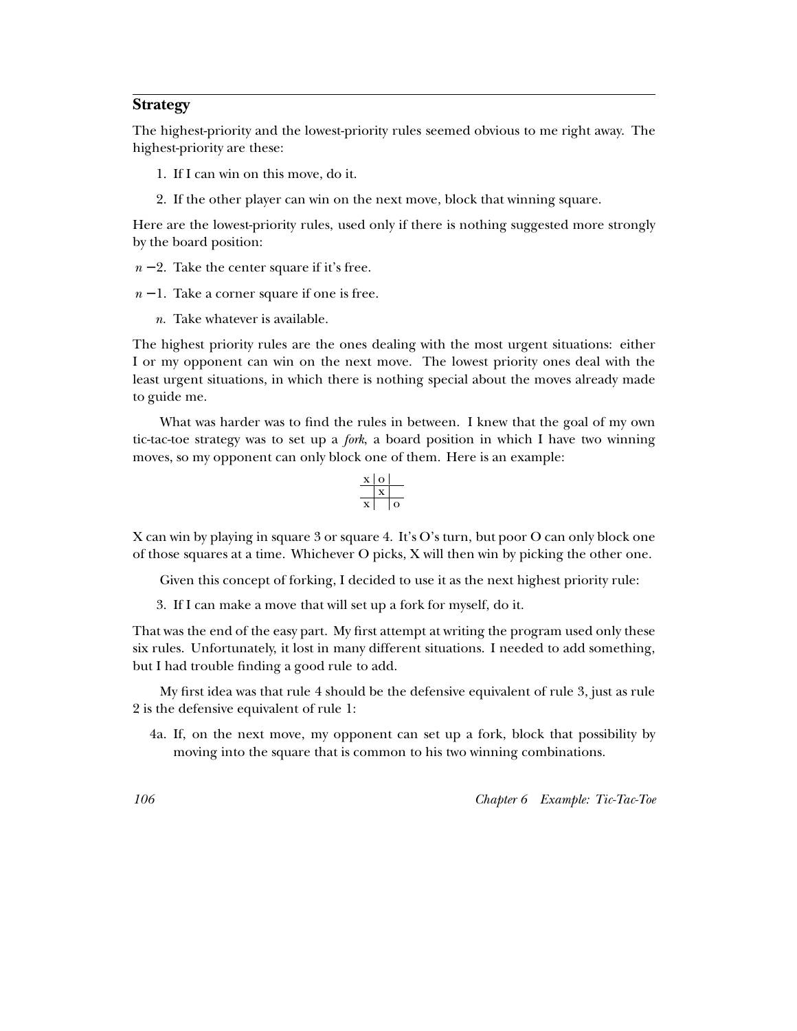## Strategy

The highest-priority and the lowest-priority rules seemed obvious to me right away. The highest-priority are these:

1. If I can win on this move, do it.
2. If the other player can win on the next move, block that winning square.

Here are the lowest-priority rules, used only if there is nothing suggested more strongly by the board position:

$n-2$. Take the center square if it's free.

$n-1$. Take a corner square if one is free.

$n$. Take whatever is available.

The highest priority rules are the ones dealing with the most urgent situations: either I or my opponent can win on the next move. The lowest priority ones deal with the least urgent situations, in which there is nothing special about the moves already made to guide me.

What was harder was to find the rules in between. I knew that the goal of my own tic-tac-toe strategy was to set up a *fork*, a board position in which I have two winning moves, so my opponent can only block one of them. Here is an example:

```
 x | o |
---+---+---
   | x |
---+---+---
 x |   | o
```

X can win by playing in square 3 or square 4. It's O's turn, but poor O can only block one of those squares at a time. Whichever O picks, X will then win by picking the other one.

Given this concept of forking, I decided to use it as the next highest priority rule:

3. If I can make a move that will set up a fork for myself, do it.

That was the end of the easy part. My first attempt at writing the program used only these six rules. Unfortunately, it lost in many different situations. I needed to add something, but I had trouble finding a good rule to add.

My first idea was that rule 4 should be the defensive equivalent of rule 3, just as rule 2 is the defensive equivalent of rule 1:

4a. If, on the next move, my opponent can set up a fork, block that possibility by moving into the square that is common to his two winning combinations.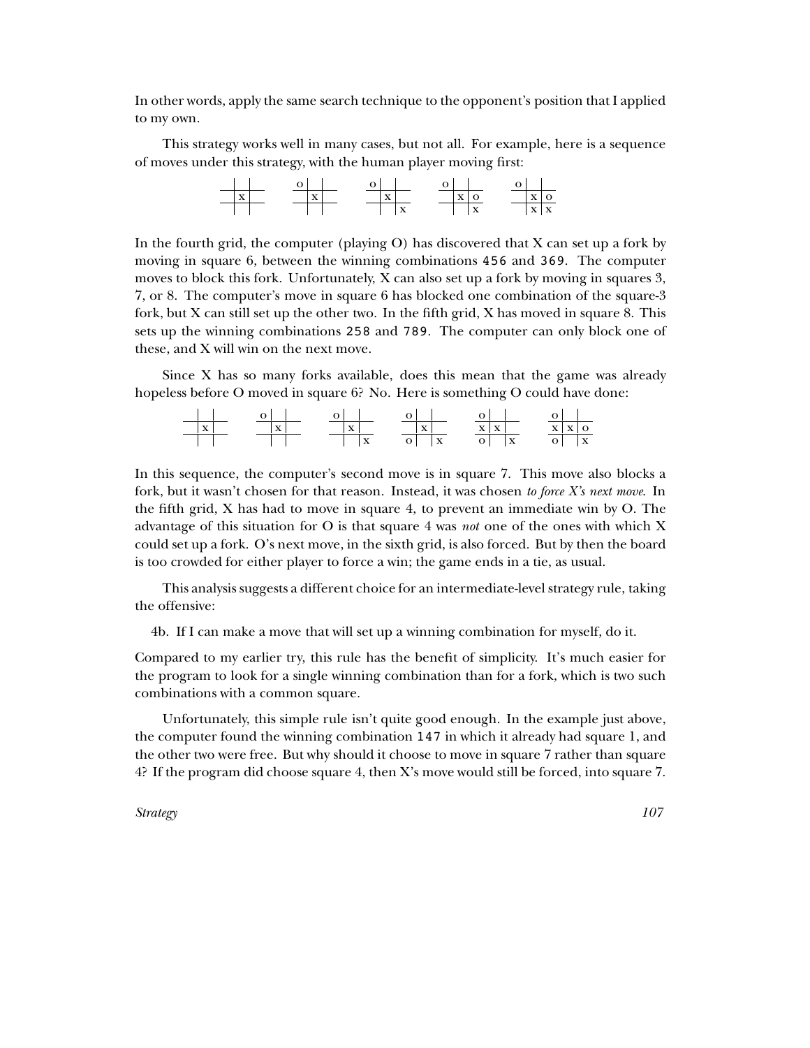In other words, apply the same search technique to the opponent's position that I applied to my own.

This strategy works well in many cases, but not all. For example, here is a sequence of moves under this strategy, with the human player moving first:

```
  | |       o| |      o| |      o| |      o| |
 -+-+-      -+-+-     -+-+-     -+-+-     -+-+-
  |x|        |x|       |x|       |x|o      |x|o
 -+-+-      -+-+-     -+-+-     -+-+-     -+-+-
  | |        | |       | |x      | |x      |x|x
```

In the fourth grid, the computer (playing O) has discovered that X can set up a fork by moving in square 6, between the winning combinations `456` and `369`. The computer moves to block this fork. Unfortunately, X can also set up a fork by moving in squares 3, 7, or 8. The computer's move in square 6 has blocked one combination of the square-3 fork, but X can still set up the other two. In the fifth grid, X has moved in square 8. This sets up the winning combinations `258` and `789`. The computer can only block one of these, and X will win on the next move.

Since X has so many forks available, does this mean that the game was already hopeless before O moved in square 6? No. Here is something O could have done:

```
  | |       o| |      o| |      o| |      o| |      o| |
 -+-+-      -+-+-     -+-+-     -+-+-     -+-+-     -+-+-
  |x|        |x|       |x|       |x|      x|x|      x|x|o
 -+-+-      -+-+-     -+-+-     -+-+-     -+-+-     -+-+-
  | |        | |       | |x     o| |x     o| |x     o| |x
```

In this sequence, the computer's second move is in square 7. This move also blocks a fork, but it wasn't chosen for that reason. Instead, it was chosen *to force X's next move*. In the fifth grid, X has had to move in square 4, to prevent an immediate win by O. The advantage of this situation for O is that square 4 was *not* one of the ones with which X could set up a fork. O's next move, in the sixth grid, is also forced. But by then the board is too crowded for either player to force a win; the game ends in a tie, as usual.

This analysis suggests a different choice for an intermediate-level strategy rule, taking the offensive:

4b. If I can make a move that will set up a winning combination for myself, do it.

Compared to my earlier try, this rule has the benefit of simplicity. It's much easier for the program to look for a single winning combination than for a fork, which is two such combinations with a common square.

Unfortunately, this simple rule isn't quite good enough. In the example just above, the computer found the winning combination `147` in which it already had square 1, and the other two were free. But why should it choose to move in square 7 rather than square 4? If the program did choose square 4, then X's move would still be forced, into square 7.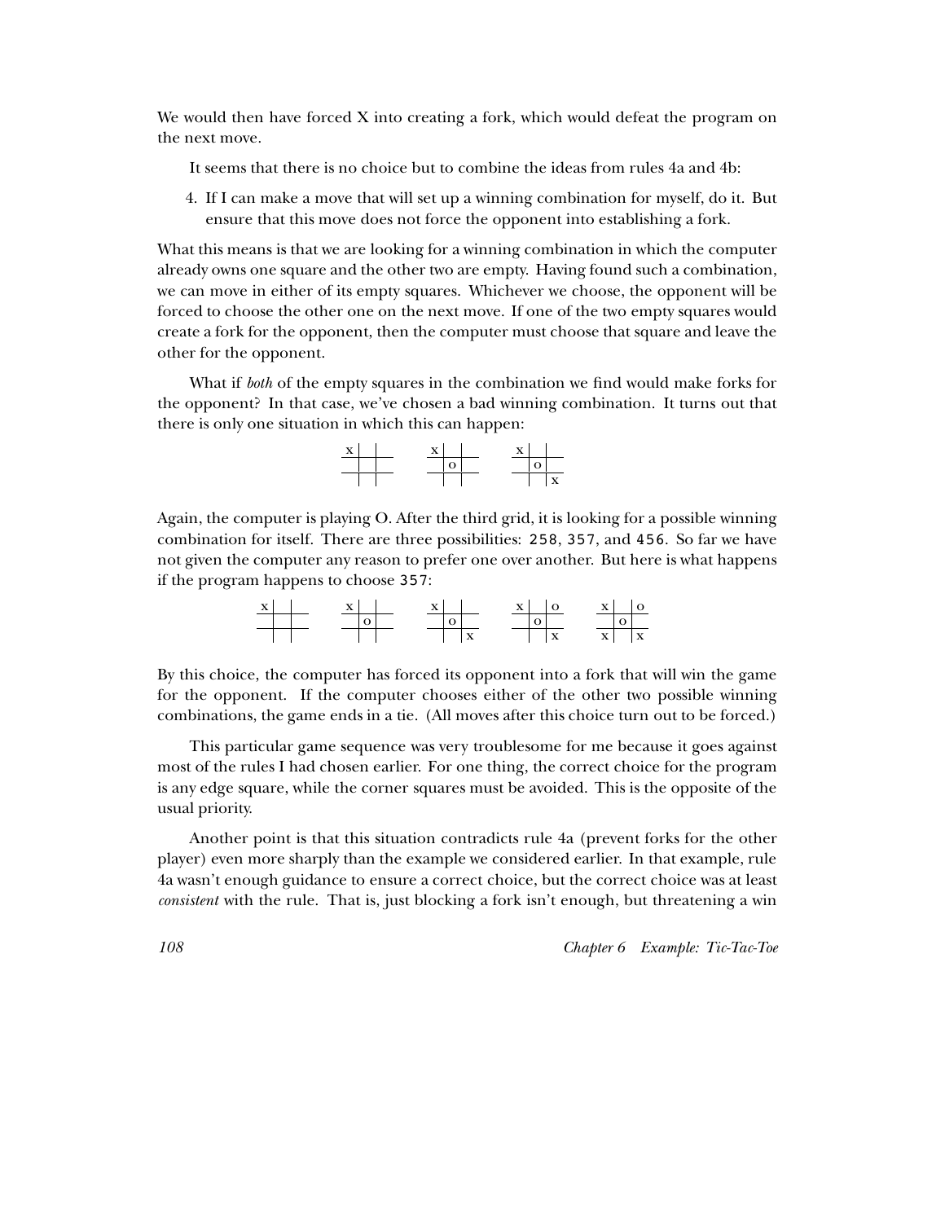We would then have forced X into creating a fork, which would defeat the program on the next move.

It seems that there is no choice but to combine the ideas from rules 4a and 4b:

4. If I can make a move that will set up a winning combination for myself, do it. But ensure that this move does not force the opponent into establishing a fork.

What this means is that we are looking for a winning combination in which the computer already owns one square and the other two are empty. Having found such a combination, we can move in either of its empty squares. Whichever we choose, the opponent will be forced to choose the other one on the next move. If one of the two empty squares would create a fork for the opponent, then the computer must choose that square and leave the other for the opponent.

What if *both* of the empty squares in the combination we find would make forks for the opponent? In that case, we've chosen a bad winning combination. It turns out that there is only one situation in which this can happen:

```
 x |   |         x |   |         x |   |   
---+---+---     ---+---+---     ---+---+---
   |   |           | o |           | o |   
---+---+---     ---+---+---     ---+---+---
   |   |           |   |           |   | x 
```

Again, the computer is playing O. After the third grid, it is looking for a possible winning combination for itself. There are three possibilities: `258`, `357`, and `456`. So far we have not given the computer any reason to prefer one over another. But here is what happens if the program happens to choose `357`:

```
 x |   |        x |   |        x |   |        x |   | o      x |   | o
---+---+---    ---+---+---    ---+---+---    ---+---+---    ---+---+---
   |   |          | o |          | o |          | o |          | o |  
---+---+---    ---+---+---    ---+---+---    ---+---+---    ---+---+---
   |   |          |   |          |   | x        |   | x      x |   | x
```

By this choice, the computer has forced its opponent into a fork that will win the game for the opponent. If the computer chooses either of the other two possible winning combinations, the game ends in a tie. (All moves after this choice turn out to be forced.)

This particular game sequence was very troublesome for me because it goes against most of the rules I had chosen earlier. For one thing, the correct choice for the program is any edge square, while the corner squares must be avoided. This is the opposite of the usual priority.

Another point is that this situation contradicts rule 4a (prevent forks for the other player) even more sharply than the example we considered earlier. In that example, rule 4a wasn't enough guidance to ensure a correct choice, but the correct choice was at least *consistent* with the rule. That is, just blocking a fork isn't enough, but threatening a win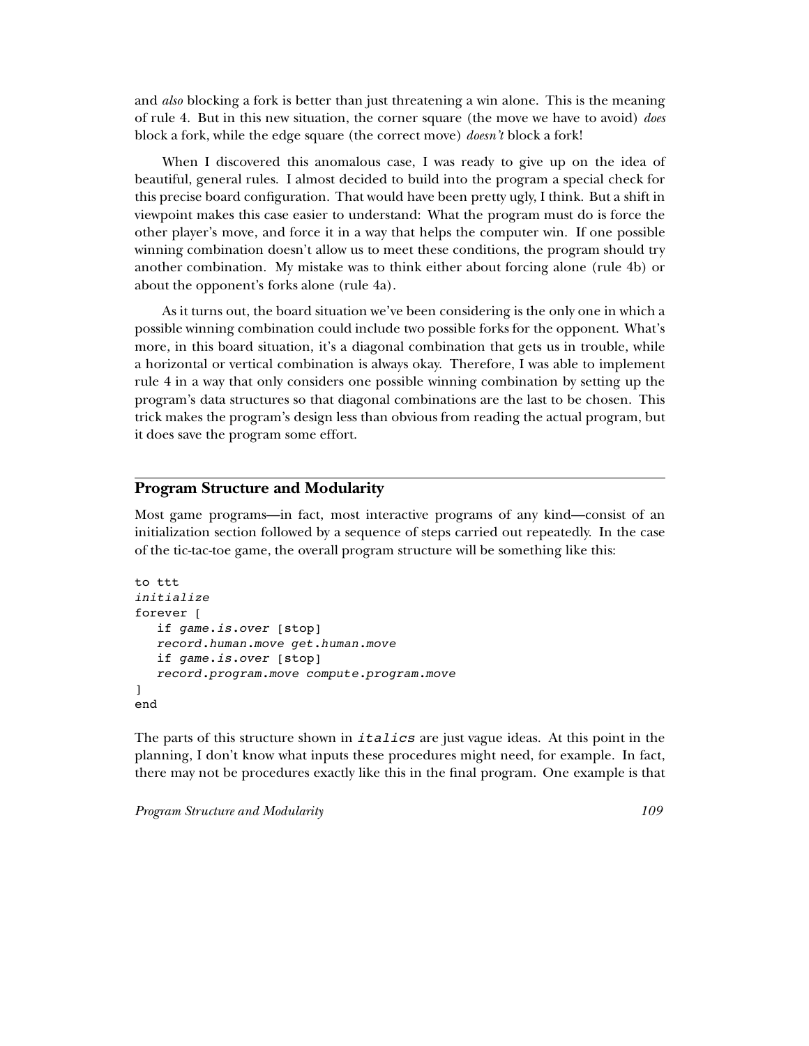and *also* blocking a fork is better than just threatening a win alone. This is the meaning of rule 4. But in this new situation, the corner square (the move we have to avoid) *does* block a fork, while the edge square (the correct move) *doesn't* block a fork!

When I discovered this anomalous case, I was ready to give up on the idea of beautiful, general rules. I almost decided to build into the program a special check for this precise board configuration. That would have been pretty ugly, I think. But a shift in viewpoint makes this case easier to understand: What the program must do is force the other player's move, and force it in a way that helps the computer win. If one possible winning combination doesn't allow us to meet these conditions, the program should try another combination. My mistake was to think either about forcing alone (rule 4b) or about the opponent's forks alone (rule 4a).

As it turns out, the board situation we've been considering is the only one in which a possible winning combination could include two possible forks for the opponent. What's more, in this board situation, it's a diagonal combination that gets us in trouble, while a horizontal or vertical combination is always okay. Therefore, I was able to implement rule 4 in a way that only considers one possible winning combination by setting up the program's data structures so that diagonal combinations are the last to be chosen. This trick makes the program's design less than obvious from reading the actual program, but it does save the program some effort.

## Program Structure and Modularity

Most game programs—in fact, most interactive programs of any kind—consist of an initialization section followed by a sequence of steps carried out repeatedly. In the case of the tic-tac-toe game, the overall program structure will be something like this:

```
to ttt
initialize
forever [
   if game.is.over [stop]
   record.human.move get.human.move
   if game.is.over [stop]
   record.program.move compute.program.move
]
end
```

The parts of this structure shown in *italics* are just vague ideas. At this point in the planning, I don't know what inputs these procedures might need, for example. In fact, there may not be procedures exactly like this in the final program. One example is that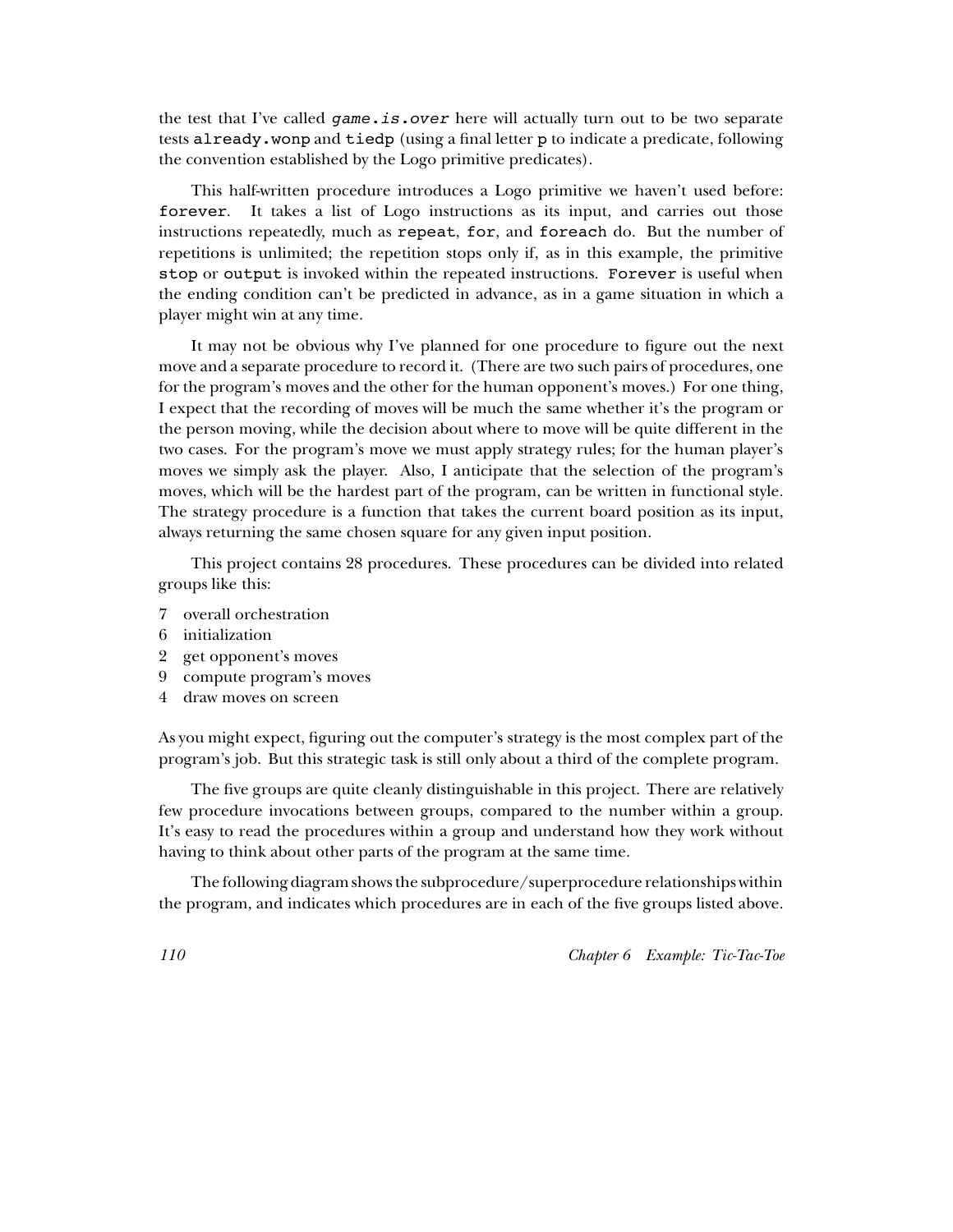the test that I've called *game.is.over* here will actually turn out to be two separate tests `already.wonp` and `tiedp` (using a final letter `p` to indicate a predicate, following the convention established by the Logo primitive predicates).

This half-written procedure introduces a Logo primitive we haven't used before: `forever`. It takes a list of Logo instructions as its input, and carries out those instructions repeatedly, much as `repeat`, `for`, and `foreach` do. But the number of repetitions is unlimited; the repetition stops only if, as in this example, the primitive `stop` or `output` is invoked within the repeated instructions. `Forever` is useful when the ending condition can't be predicted in advance, as in a game situation in which a player might win at any time.

It may not be obvious why I've planned for one procedure to figure out the next move and a separate procedure to record it. (There are two such pairs of procedures, one for the program's moves and the other for the human opponent's moves.) For one thing, I expect that the recording of moves will be much the same whether it's the program or the person moving, while the decision about where to move will be quite different in the two cases. For the program's move we must apply strategy rules; for the human player's moves we simply ask the player. Also, I anticipate that the selection of the program's moves, which will be the hardest part of the program, can be written in functional style. The strategy procedure is a function that takes the current board position as its input, always returning the same chosen square for any given input position.

This project contains 28 procedures. These procedures can be divided into related groups like this:

7 overall orchestration
6 initialization
2 get opponent's moves
9 compute program's moves
4 draw moves on screen

As you might expect, figuring out the computer's strategy is the most complex part of the program's job. But this strategic task is still only about a third of the complete program.

The five groups are quite cleanly distinguishable in this project. There are relatively few procedure invocations between groups, compared to the number within a group. It's easy to read the procedures within a group and understand how they work without having to think about other parts of the program at the same time.

The following diagram shows the subprocedure/superprocedure relationships within the program, and indicates which procedures are in each of the five groups listed above.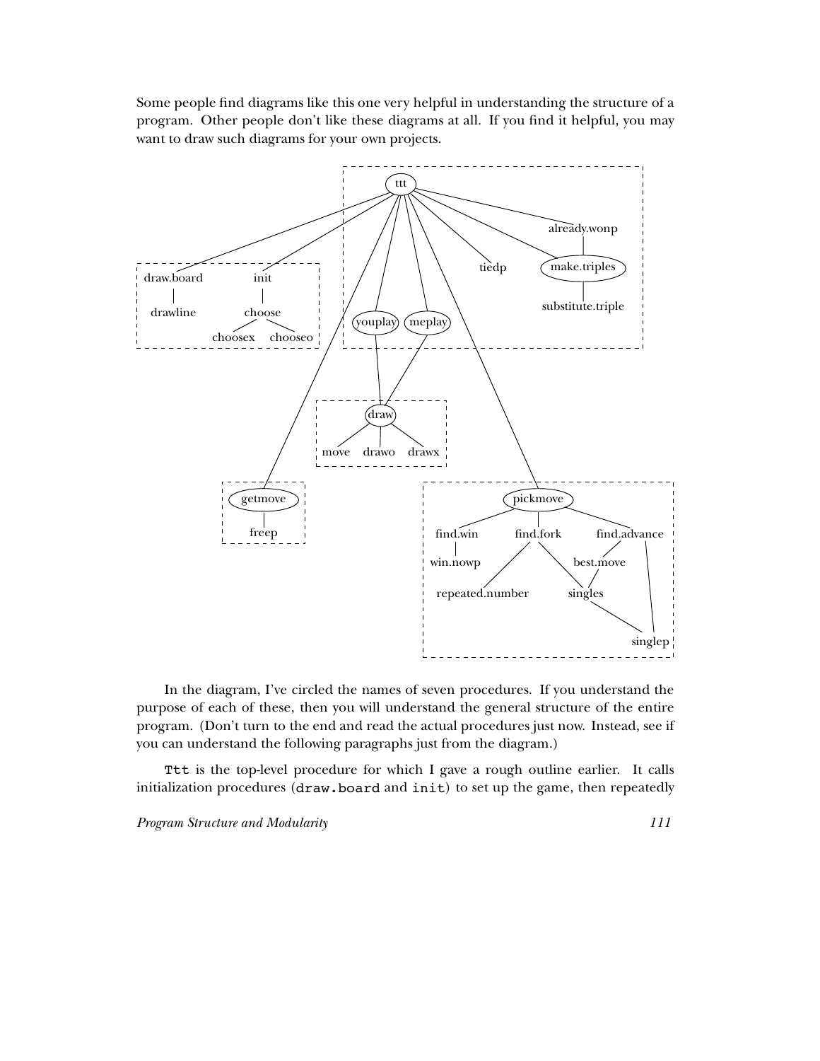Some people find diagrams like this one very helpful in understanding the structure of a program. Other people don't like these diagrams at all. If you find it helpful, you may want to draw such diagrams for your own projects.

In the diagram, I've circled the names of seven procedures. If you understand the purpose of each of these, then you will understand the general structure of the entire program. (Don't turn to the end and read the actual procedures just now. Instead, see if you can understand the following paragraphs just from the diagram.)

`Ttt` is the top-level procedure for which I gave a rough outline earlier. It calls initialization procedures (`draw.board` and `init`) to set up the game, then repeatedly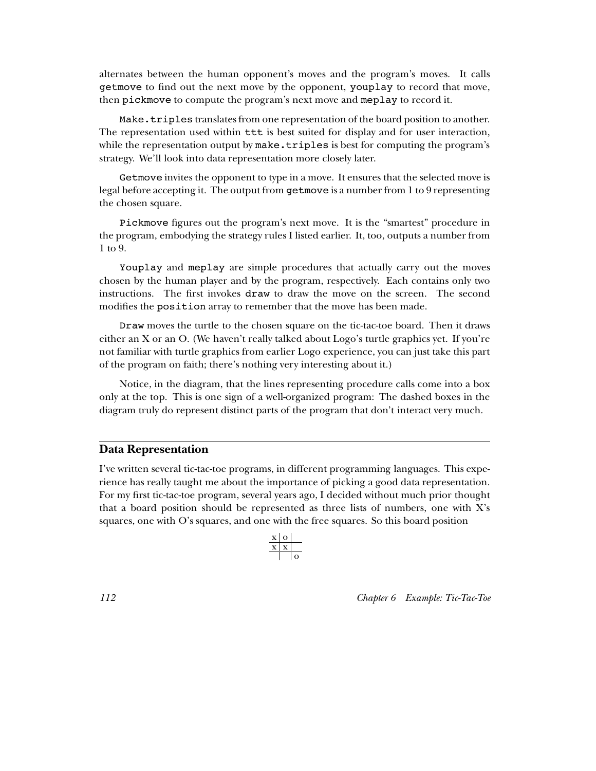alternates between the human opponent's moves and the program's moves. It calls `getmove` to find out the next move by the opponent, `youplay` to record that move, then `pickmove` to compute the program's next move and `meplay` to record it.

`Make.triples` translates from one representation of the board position to another. The representation used within `ttt` is best suited for display and for user interaction, while the representation output by `make.triples` is best for computing the program's strategy. We'll look into data representation more closely later.

`Getmove` invites the opponent to type in a move. It ensures that the selected move is legal before accepting it. The output from `getmove` is a number from 1 to 9 representing the chosen square.

`Pickmove` figures out the program's next move. It is the "smartest" procedure in the program, embodying the strategy rules I listed earlier. It, too, outputs a number from 1 to 9.

`Youplay` and `meplay` are simple procedures that actually carry out the moves chosen by the human player and by the program, respectively. Each contains only two instructions. The first invokes `draw` to draw the move on the screen. The second modifies the `position` array to remember that the move has been made.

`Draw` moves the turtle to the chosen square on the tic-tac-toe board. Then it draws either an X or an O. (We haven't really talked about Logo's turtle graphics yet. If you're not familiar with turtle graphics from earlier Logo experience, you can just take this part of the program on faith; there's nothing very interesting about it.)

Notice, in the diagram, that the lines representing procedure calls come into a box only at the top. This is one sign of a well-organized program: The dashed boxes in the diagram truly do represent distinct parts of the program that don't interact very much.

## Data Representation

I've written several tic-tac-toe programs, in different programming languages. This experience has really taught me about the importance of picking a good data representation. For my first tic-tac-toe program, several years ago, I decided without much prior thought that a board position should be represented as three lists of numbers, one with X's squares, one with O's squares, and one with the free squares. So this board position

```
 x | o |  
---+---+---
 x | x |  
---+---+---
   |   | o
```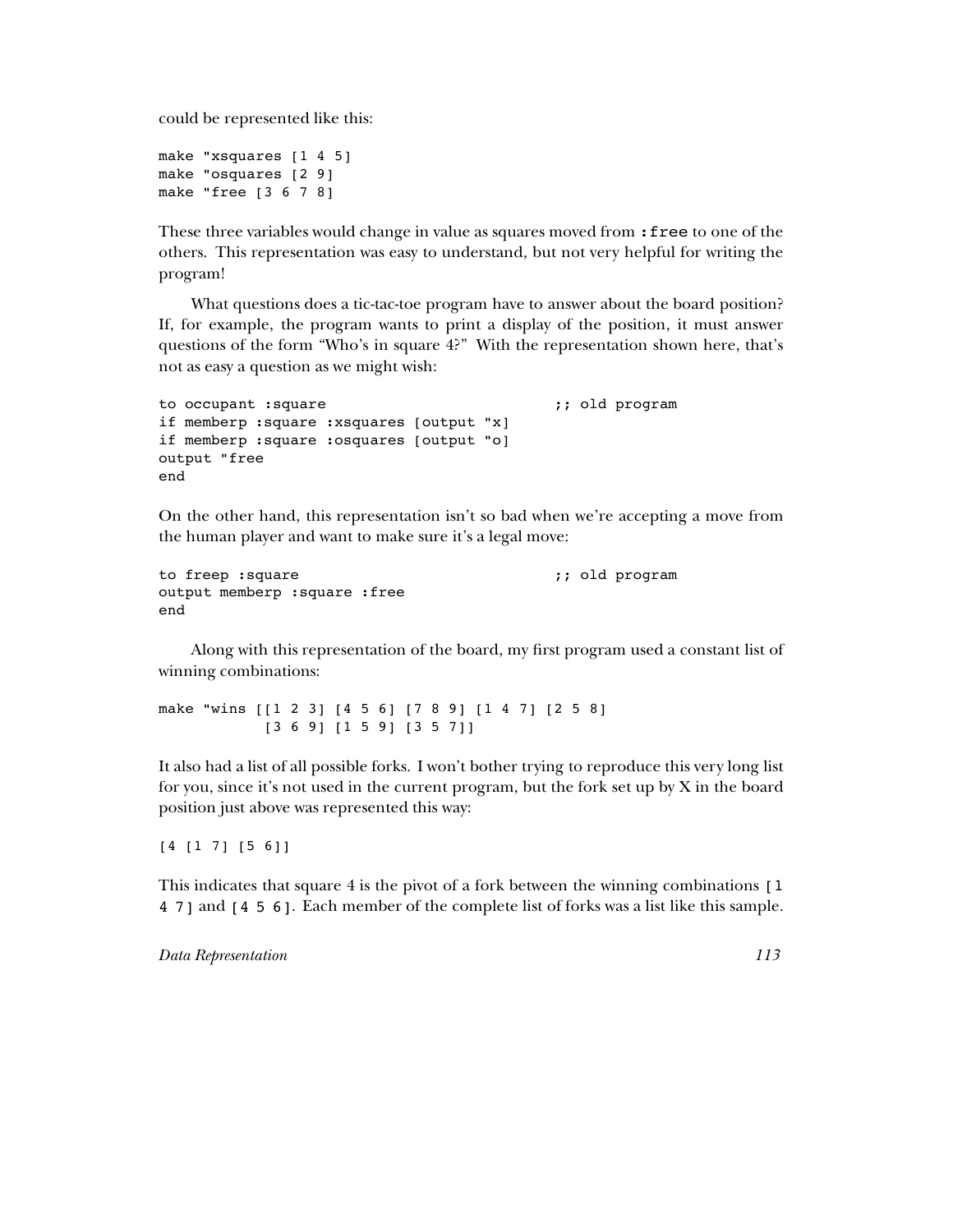could be represented like this:

```
make "xsquares [1 4 5]
make "osquares [2 9]
make "free [3 6 7 8]
```

These three variables would change in value as squares moved from `:free` to one of the others. This representation was easy to understand, but not very helpful for writing the program!

What questions does a tic-tac-toe program have to answer about the board position? If, for example, the program wants to print a display of the position, it must answer questions of the form "Who's in square 4?" With the representation shown here, that's not as easy a question as we might wish:

```
to occupant :square                              ;; old program
if memberp :square :xsquares [output "x]
if memberp :square :osquares [output "o]
output "free
end
```

On the other hand, this representation isn't so bad when we're accepting a move from the human player and want to make sure it's a legal move:

```
to freep :square                                 ;; old program
output memberp :square :free
end
```

Along with this representation of the board, my first program used a constant list of winning combinations:

```
make "wins [[1 2 3] [4 5 6] [7 8 9] [1 4 7] [2 5 8]
            [3 6 9] [1 5 9] [3 5 7]]
```

It also had a list of all possible forks. I won't bother trying to reproduce this very long list for you, since it's not used in the current program, but the fork set up by X in the board position just above was represented this way:

```
[4 [1 7] [5 6]]
```

This indicates that square 4 is the pivot of a fork between the winning combinations `[1 4 7]` and `[4 5 6]`. Each member of the complete list of forks was a list like this sample.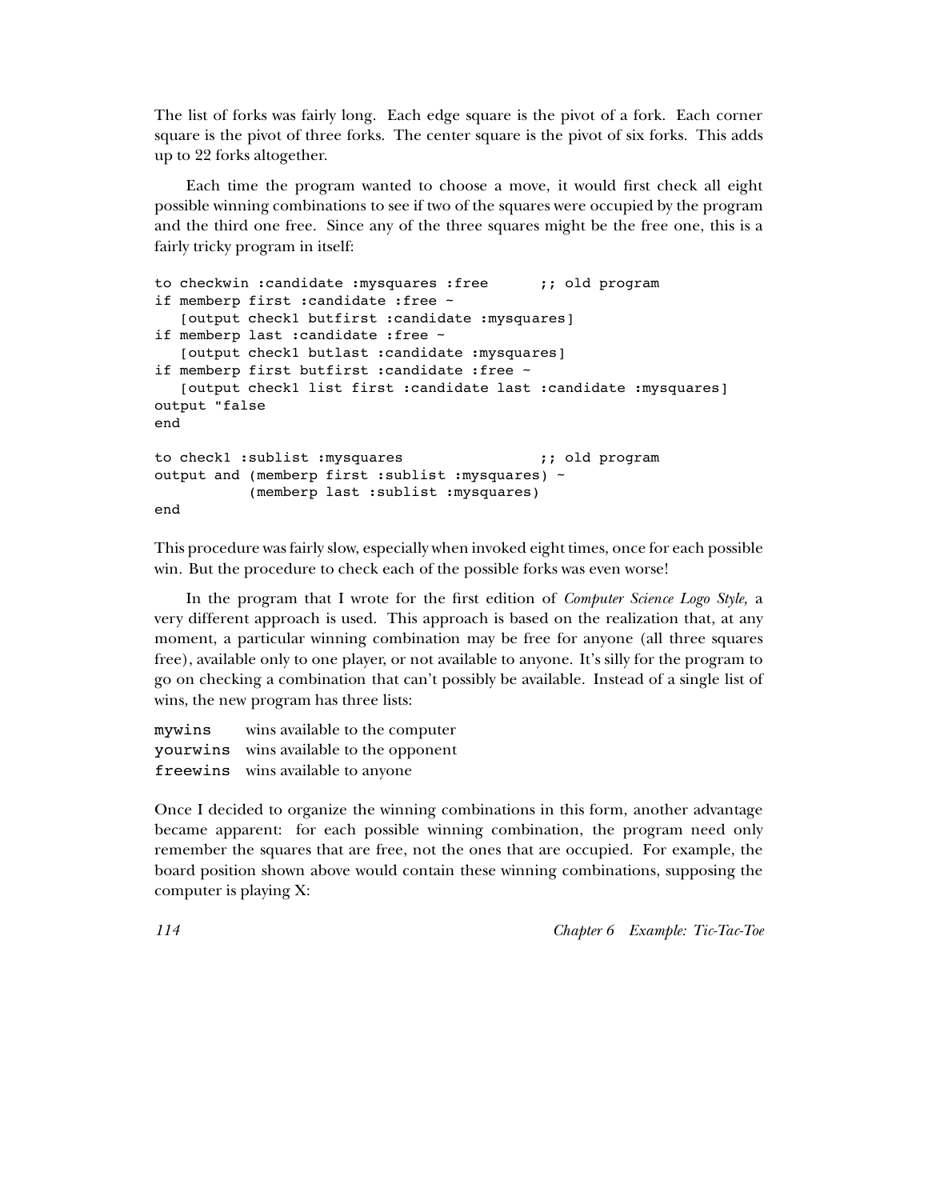The list of forks was fairly long. Each edge square is the pivot of a fork. Each corner square is the pivot of three forks. The center square is the pivot of six forks. This adds up to 22 forks altogether.

Each time the program wanted to choose a move, it would first check all eight possible winning combinations to see if two of the squares were occupied by the program and the third one free. Since any of the three squares might be the free one, this is a fairly tricky program in itself:

```
to checkwin :candidate :mysquares :free      ;; old program
if memberp first :candidate :free ~
   [output check1 butfirst :candidate :mysquares]
if memberp last :candidate :free ~
   [output check1 butlast :candidate :mysquares]
if memberp first butfirst :candidate :free ~
   [output check1 list first :candidate last :candidate :mysquares]
output "false
end

to check1 :sublist :mysquares                ;; old program
output and (memberp first :sublist :mysquares) ~
           (memberp last :sublist :mysquares)
end
```

This procedure was fairly slow, especially when invoked eight times, once for each possible win. But the procedure to check each of the possible forks was even worse!

In the program that I wrote for the first edition of *Computer Science Logo Style,* a very different approach is used. This approach is based on the realization that, at any moment, a particular winning combination may be free for anyone (all three squares free), available only to one player, or not available to anyone. It's silly for the program to go on checking a combination that can't possibly be available. Instead of a single list of wins, the new program has three lists:

`mywins` wins available to the computer
`yourwins` wins available to the opponent
`freewins` wins available to anyone

Once I decided to organize the winning combinations in this form, another advantage became apparent: for each possible winning combination, the program need only remember the squares that are free, not the ones that are occupied. For example, the board position shown above would contain these winning combinations, supposing the computer is playing X: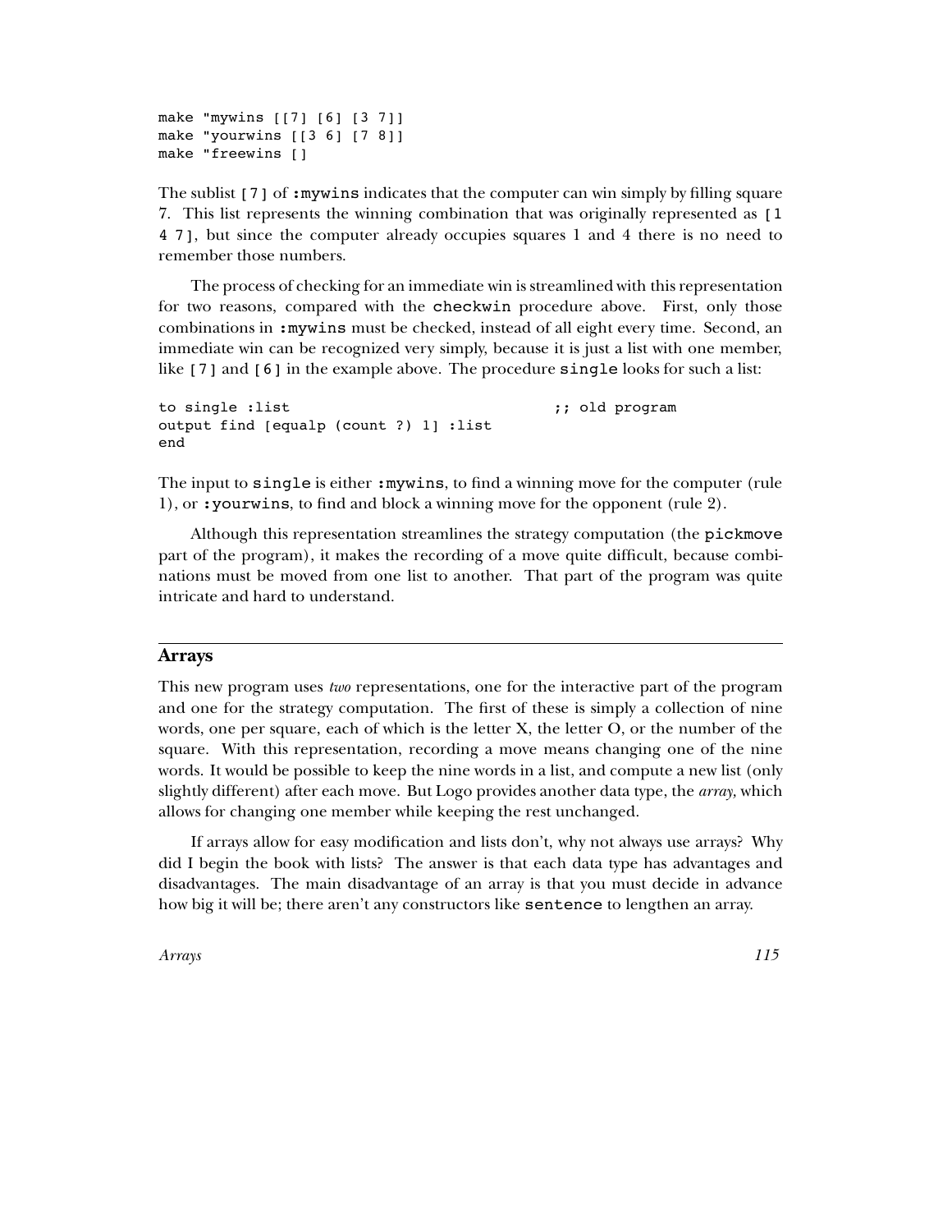```
make "mywins [[7] [6] [3 7]]
make "yourwins [[3 6] [7 8]]
make "freewins []
```

The sublist `[7]` of `:mywins` indicates that the computer can win simply by filling square 7. This list represents the winning combination that was originally represented as `[1 4 7]`, but since the computer already occupies squares 1 and 4 there is no need to remember those numbers.

The process of checking for an immediate win is streamlined with this representation for two reasons, compared with the `checkwin` procedure above. First, only those combinations in `:mywins` must be checked, instead of all eight every time. Second, an immediate win can be recognized very simply, because it is just a list with one member, like `[7]` and `[6]` in the example above. The procedure `single` looks for such a list:

```
to single :list                              ;; old program
output find [equalp (count ?) 1] :list
end
```

The input to `single` is either `:mywins`, to find a winning move for the computer (rule 1), or `:yourwins`, to find and block a winning move for the opponent (rule 2).

Although this representation streamlines the strategy computation (the `pickmove` part of the program), it makes the recording of a move quite difficult, because combinations must be moved from one list to another. That part of the program was quite intricate and hard to understand.

## Arrays

This new program uses *two* representations, one for the interactive part of the program and one for the strategy computation. The first of these is simply a collection of nine words, one per square, each of which is the letter X, the letter O, or the number of the square. With this representation, recording a move means changing one of the nine words. It would be possible to keep the nine words in a list, and compute a new list (only slightly different) after each move. But Logo provides another data type, the *array,* which allows for changing one member while keeping the rest unchanged.

If arrays allow for easy modification and lists don't, why not always use arrays? Why did I begin the book with lists? The answer is that each data type has advantages and disadvantages. The main disadvantage of an array is that you must decide in advance how big it will be; there aren't any constructors like `sentence` to lengthen an array.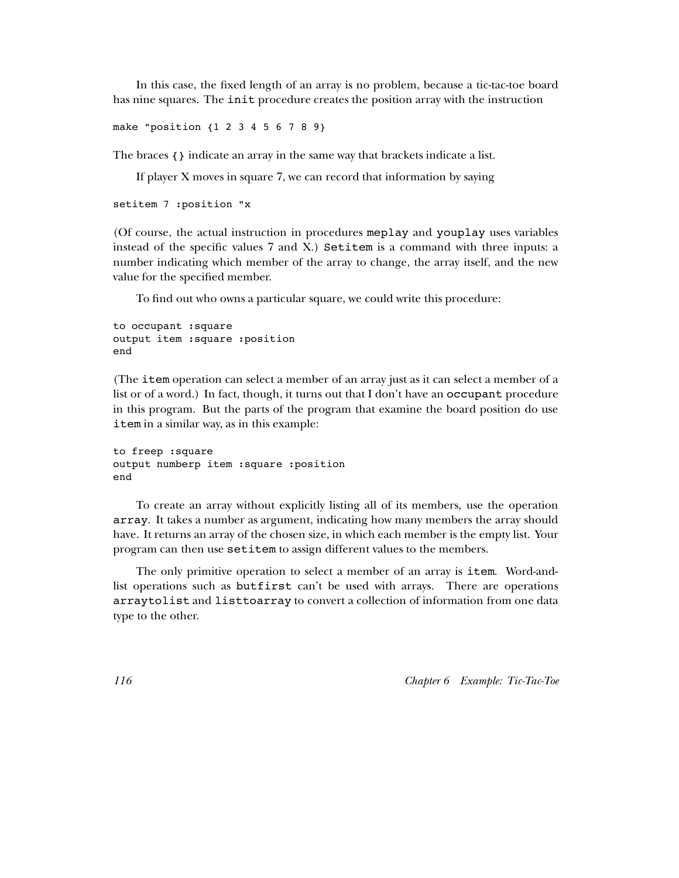In this case, the fixed length of an array is no problem, because a tic-tac-toe board has nine squares. The `init` procedure creates the position array with the instruction

```
make "position {1 2 3 4 5 6 7 8 9}
```

The braces `{}` indicate an array in the same way that brackets indicate a list.

If player X moves in square 7, we can record that information by saying

```
setitem 7 :position "x
```

(Of course, the actual instruction in procedures `meplay` and `youplay` uses variables instead of the specific values 7 and X.) `Setitem` is a command with three inputs: a number indicating which member of the array to change, the array itself, and the new value for the specified member.

To find out who owns a particular square, we could write this procedure:

```
to occupant :square
output item :square :position
end
```

(The `item` operation can select a member of an array just as it can select a member of a list or of a word.) In fact, though, it turns out that I don't have an `occupant` procedure in this program. But the parts of the program that examine the board position do use `item` in a similar way, as in this example:

```
to freep :square
output numberp item :square :position
end
```

To create an array without explicitly listing all of its members, use the operation `array`. It takes a number as argument, indicating how many members the array should have. It returns an array of the chosen size, in which each member is the empty list. Your program can then use `setitem` to assign different values to the members.

The only primitive operation to select a member of an array is `item`. Word-and-list operations such as `butfirst` can't be used with arrays. There are operations `arraytolist` and `listtoarray` to convert a collection of information from one data type to the other.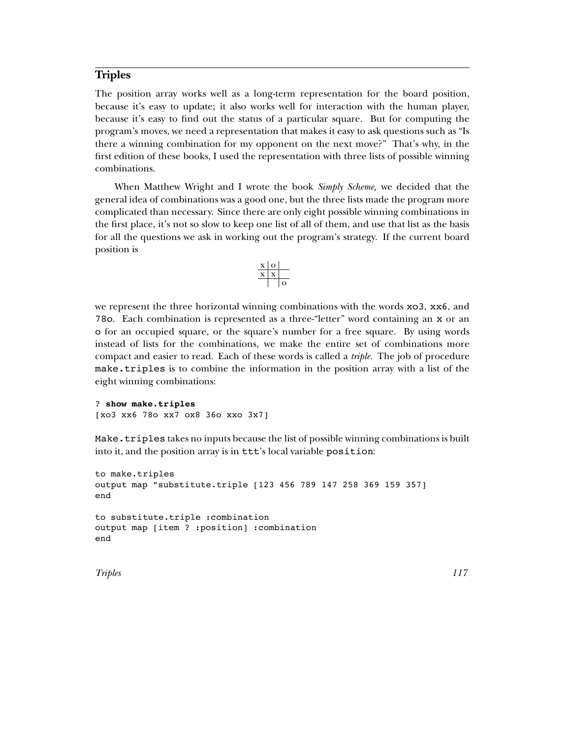## Triples

The position array works well as a long-term representation for the board position, because it's easy to update; it also works well for interaction with the human player, because it's easy to find out the status of a particular square. But for computing the program's moves, we need a representation that makes it easy to ask questions such as "Is there a winning combination for my opponent on the next move?" That's why, in the first edition of these books, I used the representation with three lists of possible winning combinations.

When Matthew Wright and I wrote the book *Simply Scheme*, we decided that the general idea of combinations was a good one, but the three lists made the program more complicated than necessary. Since there are only eight possible winning combinations in the first place, it's not so slow to keep one list of all of them, and use that list as the basis for all the questions we ask in working out the program's strategy. If the current board position is

| | | |
|---|---|---|
| x | o | |
| x | x | |
| | | o |

we represent the three horizontal winning combinations with the words `xo3`, `xx6`, and `78o`. Each combination is represented as a three-"letter" word containing an `x` or an `o` for an occupied square, or the square's number for a free square. By using words instead of lists for the combinations, we make the entire set of combinations more compact and easier to read. Each of these words is called a *triple*. The job of procedure `make.triples` is to combine the information in the position array with a list of the eight winning combinations:

```
? show make.triples
[xo3 xx6 78o xx7 ox8 36o xxo 3x7]
```

`Make.triples` takes no inputs because the list of possible winning combinations is built into it, and the position array is in `ttt`'s local variable `position`:

```
to make.triples
output map "substitute.triple [123 456 789 147 258 369 159 357]
end

to substitute.triple :combination
output map [item ? :position] :combination
end
```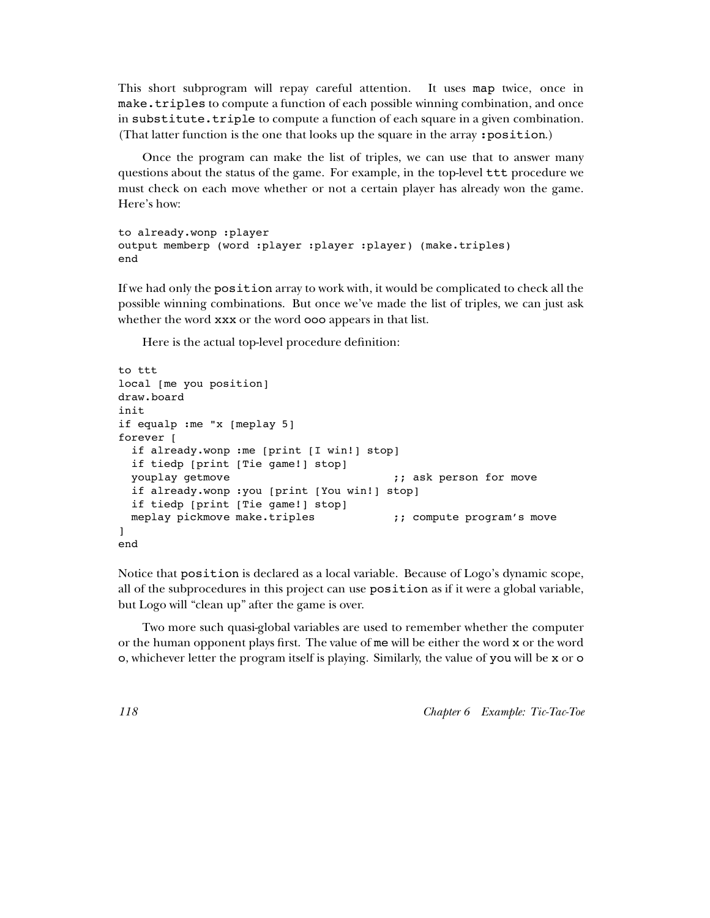This short subprogram will repay careful attention. It uses `map` twice, once in `make.triples` to compute a function of each possible winning combination, and once in `substitute.triple` to compute a function of each square in a given combination. (That latter function is the one that looks up the square in the array `:position`.)

Once the program can make the list of triples, we can use that to answer many questions about the status of the game. For example, in the top-level `ttt` procedure we must check on each move whether or not a certain player has already won the game. Here's how:

```
to already.wonp :player
output memberp (word :player :player :player) (make.triples)
end
```

If we had only the `position` array to work with, it would be complicated to check all the possible winning combinations. But once we've made the list of triples, we can just ask whether the word `xxx` or the word `ooo` appears in that list.

Here is the actual top-level procedure definition:

```
to ttt
local [me you position]
draw.board
init
if equalp :me "x [meplay 5]
forever [
  if already.wonp :me [print [I win!] stop]
  if tiedp [print [Tie game!] stop]
  youplay getmove                          ;; ask person for move
  if already.wonp :you [print [You win!] stop]
  if tiedp [print [Tie game!] stop]
  meplay pickmove make.triples             ;; compute program's move
]
end
```

Notice that `position` is declared as a local variable. Because of Logo's dynamic scope, all of the subprocedures in this project can use `position` as if it were a global variable, but Logo will "clean up" after the game is over.

Two more such quasi-global variables are used to remember whether the computer or the human opponent plays first. The value of `me` will be either the word `x` or the word `o`, whichever letter the program itself is playing. Similarly, the value of `you` will be `x` or `o`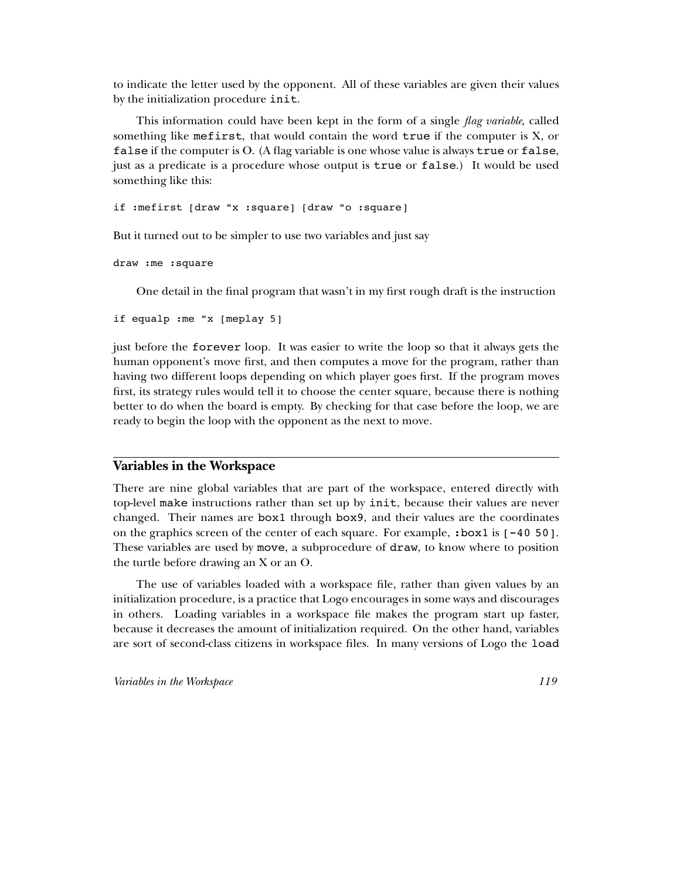to indicate the letter used by the opponent. All of these variables are given their values by the initialization procedure `init`.

This information could have been kept in the form of a single *flag variable,* called something like `mefirst`, that would contain the word `true` if the computer is X, or `false` if the computer is O. (A flag variable is one whose value is always `true` or `false`, just as a predicate is a procedure whose output is `true` or `false`.) It would be used something like this:

```
if :mefirst [draw "x :square] [draw "o :square]
```

But it turned out to be simpler to use two variables and just say

```
draw :me :square
```

One detail in the final program that wasn't in my first rough draft is the instruction

```
if equalp :me "x [meplay 5]
```

just before the `forever` loop. It was easier to write the loop so that it always gets the human opponent's move first, and then computes a move for the program, rather than having two different loops depending on which player goes first. If the program moves first, its strategy rules would tell it to choose the center square, because there is nothing better to do when the board is empty. By checking for that case before the loop, we are ready to begin the loop with the opponent as the next to move.

## Variables in the Workspace

There are nine global variables that are part of the workspace, entered directly with top-level `make` instructions rather than set up by `init`, because their values are never changed. Their names are `box1` through `box9`, and their values are the coordinates on the graphics screen of the center of each square. For example, `:box1` is `[-40 50]`. These variables are used by `move`, a subprocedure of `draw`, to know where to position the turtle before drawing an X or an O.

The use of variables loaded with a workspace file, rather than given values by an initialization procedure, is a practice that Logo encourages in some ways and discourages in others. Loading variables in a workspace file makes the program start up faster, because it decreases the amount of initialization required. On the other hand, variables are sort of second-class citizens in workspace files. In many versions of Logo the `load`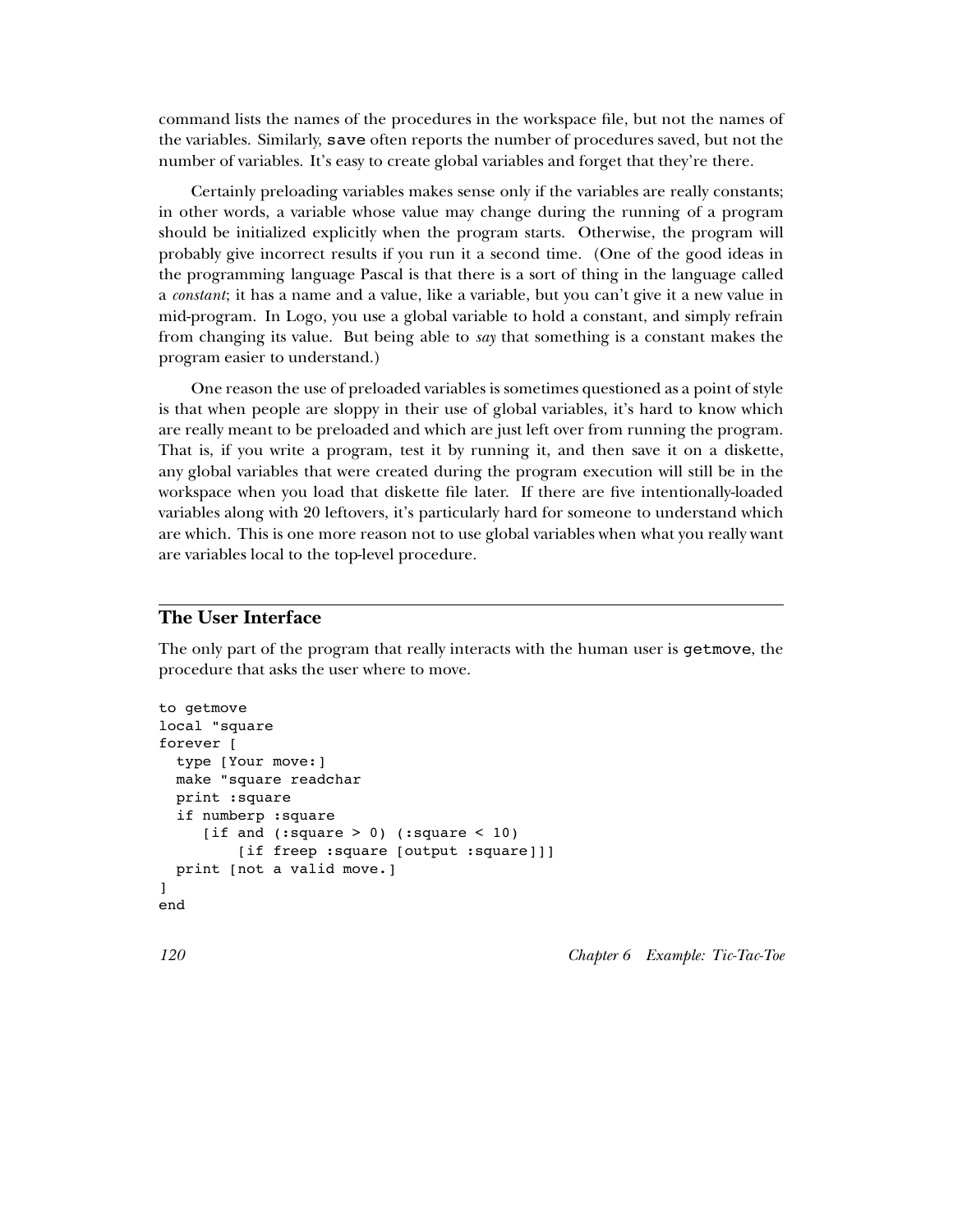command lists the names of the procedures in the workspace file, but not the names of the variables. Similarly, `save` often reports the number of procedures saved, but not the number of variables. It's easy to create global variables and forget that they're there.

Certainly preloading variables makes sense only if the variables are really constants; in other words, a variable whose value may change during the running of a program should be initialized explicitly when the program starts. Otherwise, the program will probably give incorrect results if you run it a second time. (One of the good ideas in the programming language Pascal is that there is a sort of thing in the language called a *constant*; it has a name and a value, like a variable, but you can't give it a new value in mid-program. In Logo, you use a global variable to hold a constant, and simply refrain from changing its value. But being able to *say* that something is a constant makes the program easier to understand.)

One reason the use of preloaded variables is sometimes questioned as a point of style is that when people are sloppy in their use of global variables, it's hard to know which are really meant to be preloaded and which are just left over from running the program. That is, if you write a program, test it by running it, and then save it on a diskette, any global variables that were created during the program execution will still be in the workspace when you load that diskette file later. If there are five intentionally-loaded variables along with 20 leftovers, it's particularly hard for someone to understand which are which. This is one more reason not to use global variables when what you really want are variables local to the top-level procedure.

## The User Interface

The only part of the program that really interacts with the human user is `getmove`, the procedure that asks the user where to move.

```
to getmove
local "square
forever [
  type [Your move:]
  make "square readchar
  print :square
  if numberp :square
     [if and (:square > 0) (:square < 10)
         [if freep :square [output :square]]]
  print [not a valid move.]
]
end
```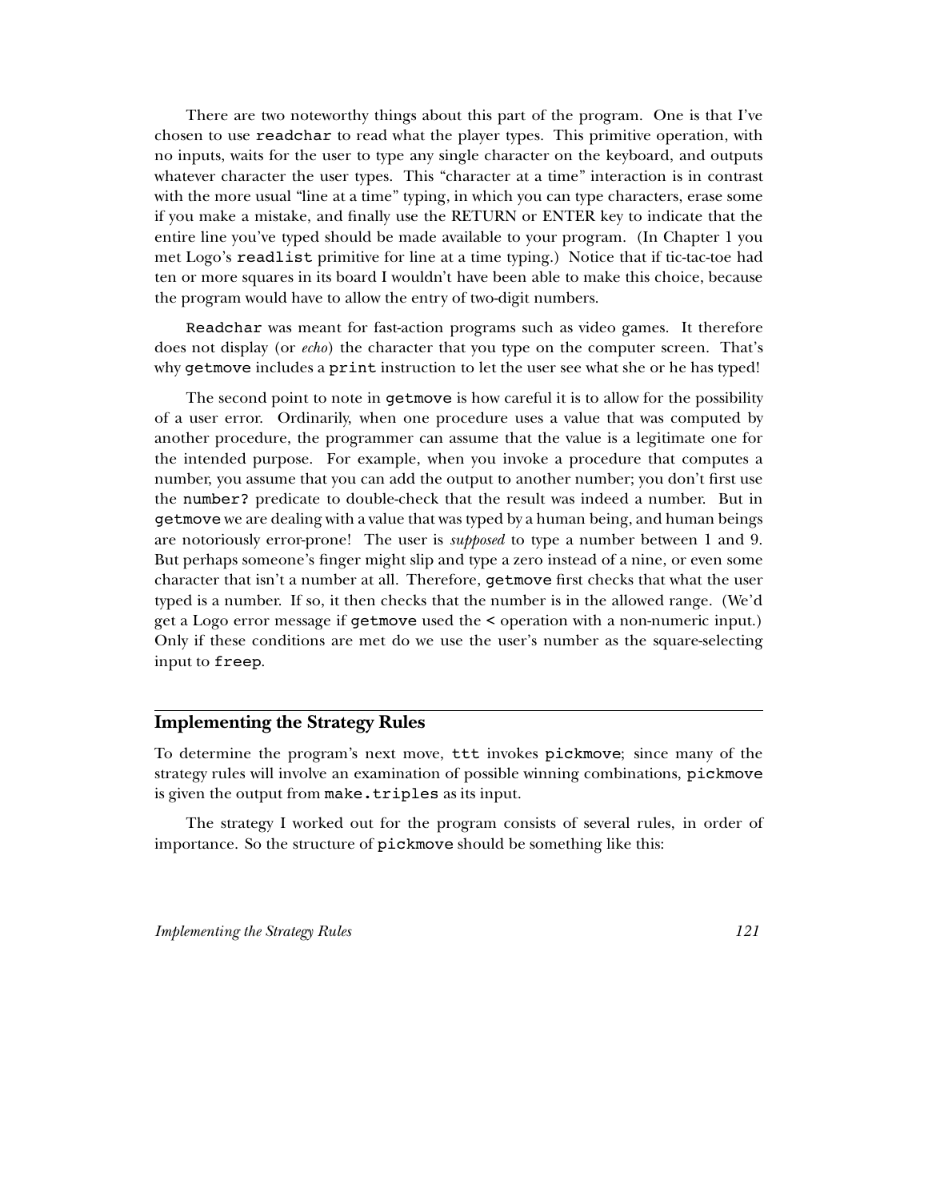There are two noteworthy things about this part of the program. One is that I've chosen to use `readchar` to read what the player types. This primitive operation, with no inputs, waits for the user to type any single character on the keyboard, and outputs whatever character the user types. This "character at a time" interaction is in contrast with the more usual "line at a time" typing, in which you can type characters, erase some if you make a mistake, and finally use the RETURN or ENTER key to indicate that the entire line you've typed should be made available to your program. (In Chapter 1 you met Logo's `readlist` primitive for line at a time typing.) Notice that if tic-tac-toe had ten or more squares in its board I wouldn't have been able to make this choice, because the program would have to allow the entry of two-digit numbers.

`Readchar` was meant for fast-action programs such as video games. It therefore does not display (or *echo*) the character that you type on the computer screen. That's why `getmove` includes a `print` instruction to let the user see what she or he has typed!

The second point to note in `getmove` is how careful it is to allow for the possibility of a user error. Ordinarily, when one procedure uses a value that was computed by another procedure, the programmer can assume that the value is a legitimate one for the intended purpose. For example, when you invoke a procedure that computes a number, you assume that you can add the output to another number; you don't first use the `number?` predicate to double-check that the result was indeed a number. But in `getmove` we are dealing with a value that was typed by a human being, and human beings are notoriously error-prone! The user is *supposed* to type a number between 1 and 9. But perhaps someone's finger might slip and type a zero instead of a nine, or even some character that isn't a number at all. Therefore, `getmove` first checks that what the user typed is a number. If so, it then checks that the number is in the allowed range. (We'd get a Logo error message if `getmove` used the `<` operation with a non-numeric input.) Only if these conditions are met do we use the user's number as the square-selecting input to `freep`.

## Implementing the Strategy Rules

To determine the program's next move, `ttt` invokes `pickmove`; since many of the strategy rules will involve an examination of possible winning combinations, `pickmove` is given the output from `make.triples` as its input.

The strategy I worked out for the program consists of several rules, in order of importance. So the structure of `pickmove` should be something like this: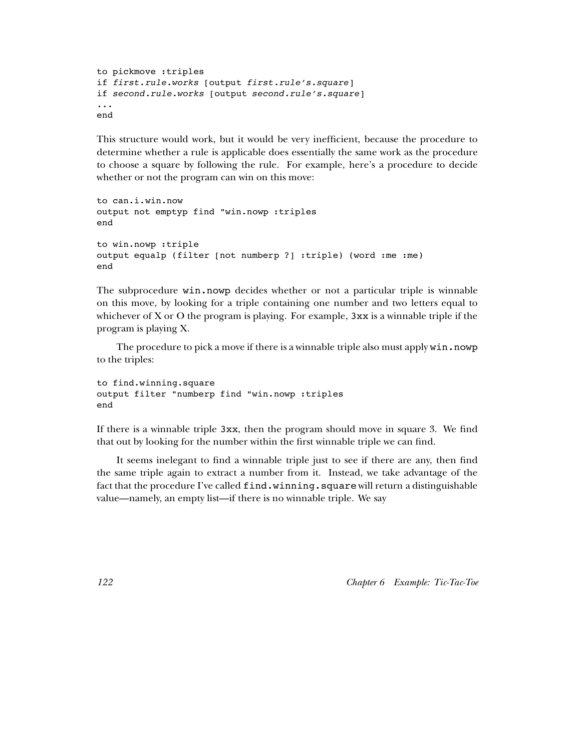```
to pickmove :triples
if first.rule.works [output first.rule's.square]
if second.rule.works [output second.rule's.square]
...
end
```

This structure would work, but it would be very inefficient, because the procedure to determine whether a rule is applicable does essentially the same work as the procedure to choose a square by following the rule. For example, here's a procedure to decide whether or not the program can win on this move:

```
to can.i.win.now
output not emptyp find "win.nowp :triples
end

to win.nowp :triple
output equalp (filter [not numberp ?] :triple) (word :me :me)
end
```

The subprocedure `win.nowp` decides whether or not a particular triple is winnable on this move, by looking for a triple containing one number and two letters equal to whichever of X or O the program is playing. For example, `3xx` is a winnable triple if the program is playing X.

The procedure to pick a move if there is a winnable triple also must apply `win.nowp` to the triples:

```
to find.winning.square
output filter "numberp find "win.nowp :triples
end
```

If there is a winnable triple `3xx`, then the program should move in square 3. We find that out by looking for the number within the first winnable triple we can find.

It seems inelegant to find a winnable triple just to see if there are any, then find the same triple again to extract a number from it. Instead, we take advantage of the fact that the procedure I've called `find.winning.square` will return a distinguishable value—namely, an empty list—if there is no winnable triple. We say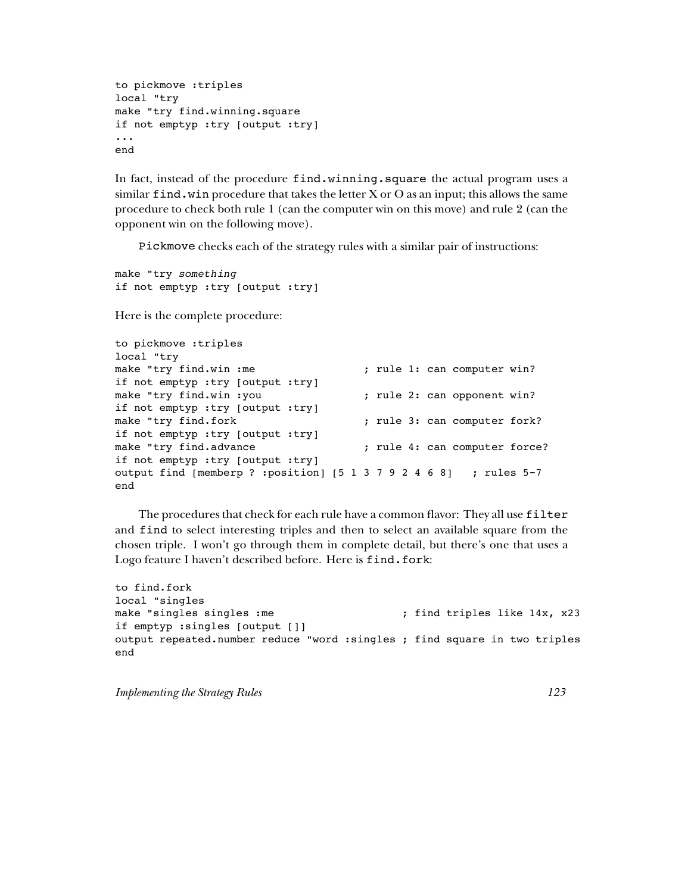```
to pickmove :triples
local "try
make "try find.winning.square
if not emptyp :try [output :try]
...
end
```

In fact, instead of the procedure `find.winning.square` the actual program uses a similar `find.win` procedure that takes the letter X or O as an input; this allows the same procedure to check both rule 1 (can the computer win on this move) and rule 2 (can the opponent win on the following move).

`Pickmove` checks each of the strategy rules with a similar pair of instructions:

```
make "try something
if not emptyp :try [output :try]
```

Here is the complete procedure:

```
to pickmove :triples
local "try
make "try find.win :me                ; rule 1: can computer win?
if not emptyp :try [output :try]
make "try find.win :you               ; rule 2: can opponent win?
if not emptyp :try [output :try]
make "try find.fork                   ; rule 3: can computer fork?
if not emptyp :try [output :try]
make "try find.advance                ; rule 4: can computer force?
if not emptyp :try [output :try]
output find [memberp ? :position] [5 1 3 7 9 2 4 6 8]   ; rules 5-7
end
```

The procedures that check for each rule have a common flavor: They all use `filter` and `find` to select interesting triples and then to select an available square from the chosen triple. I won't go through them in complete detail, but there's one that uses a Logo feature I haven't described before. Here is `find.fork`:

```
to find.fork
local "singles
make "singles singles :me                   ; find triples like 14x, x23
if emptyp :singles [output []]
output repeated.number reduce "word :singles ; find square in two triples
end
```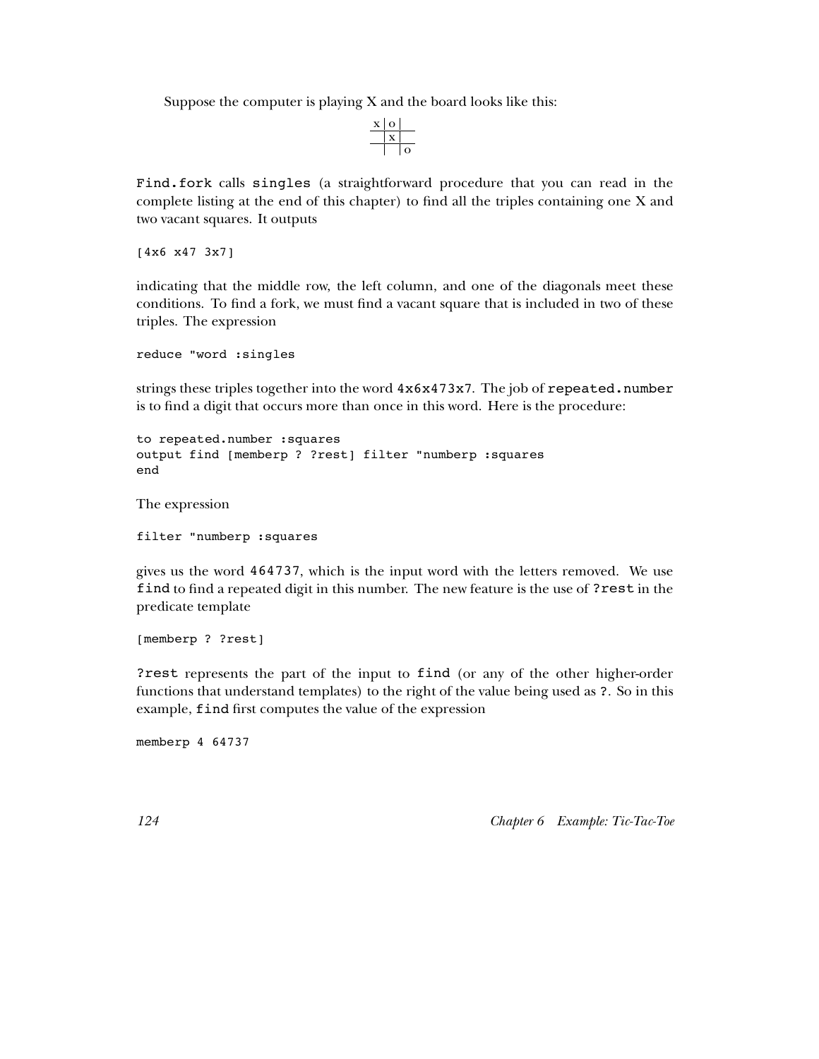Suppose the computer is playing X and the board looks like this:

```
x | o |
  | x |
  |   | o
```

`Find.fork` calls `singles` (a straightforward procedure that you can read in the complete listing at the end of this chapter) to find all the triples containing one X and two vacant squares. It outputs

```
[4x6 x47 3x7]
```

indicating that the middle row, the left column, and one of the diagonals meet these conditions. To find a fork, we must find a vacant square that is included in two of these triples. The expression

```
reduce "word :singles
```

strings these triples together into the word `4x6x473x7`. The job of `repeated.number` is to find a digit that occurs more than once in this word. Here is the procedure:

```
to repeated.number :squares
output find [memberp ? ?rest] filter "numberp :squares
end
```

The expression

```
filter "numberp :squares
```

gives us the word `464737`, which is the input word with the letters removed. We use `find` to find a repeated digit in this number. The new feature is the use of `?rest` in the predicate template

```
[memberp ? ?rest]
```

`?rest` represents the part of the input to `find` (or any of the other higher-order functions that understand templates) to the right of the value being used as `?`. So in this example, `find` first computes the value of the expression

```
memberp 4 64737
```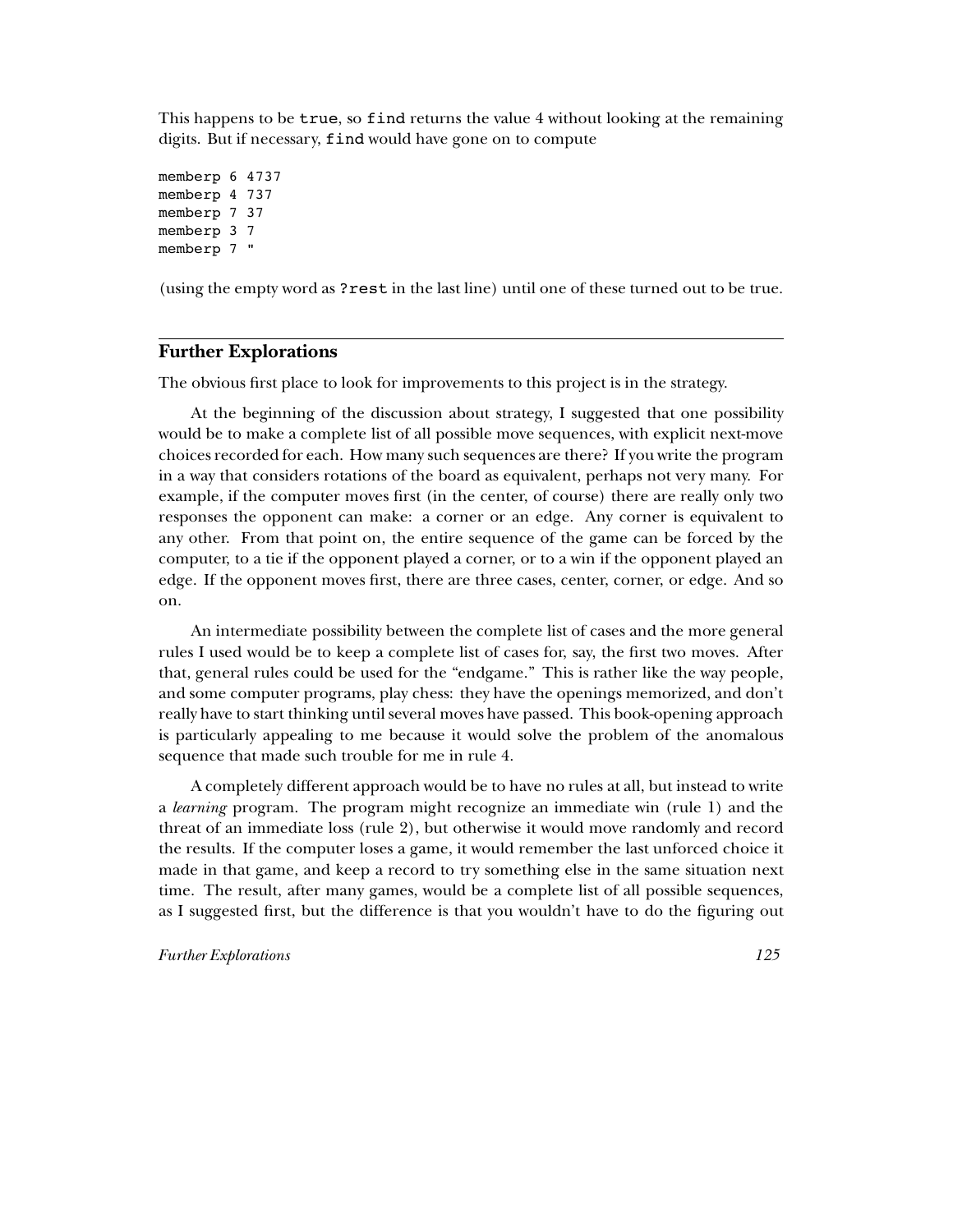This happens to be `true`, so `find` returns the value 4 without looking at the remaining digits. But if necessary, `find` would have gone on to compute

```
memberp 6 4737
memberp 4 737
memberp 7 37
memberp 3 7
memberp 7 "
```

(using the empty word as `?rest` in the last line) until one of these turned out to be true.

## Further Explorations

The obvious first place to look for improvements to this project is in the strategy.

At the beginning of the discussion about strategy, I suggested that one possibility would be to make a complete list of all possible move sequences, with explicit next-move choices recorded for each. How many such sequences are there? If you write the program in a way that considers rotations of the board as equivalent, perhaps not very many. For example, if the computer moves first (in the center, of course) there are really only two responses the opponent can make: a corner or an edge. Any corner is equivalent to any other. From that point on, the entire sequence of the game can be forced by the computer, to a tie if the opponent played a corner, or to a win if the opponent played an edge. If the opponent moves first, there are three cases, center, corner, or edge. And so on.

An intermediate possibility between the complete list of cases and the more general rules I used would be to keep a complete list of cases for, say, the first two moves. After that, general rules could be used for the "endgame." This is rather like the way people, and some computer programs, play chess: they have the openings memorized, and don't really have to start thinking until several moves have passed. This book-opening approach is particularly appealing to me because it would solve the problem of the anomalous sequence that made such trouble for me in rule 4.

A completely different approach would be to have no rules at all, but instead to write a *learning* program. The program might recognize an immediate win (rule 1) and the threat of an immediate loss (rule 2), but otherwise it would move randomly and record the results. If the computer loses a game, it would remember the last unforced choice it made in that game, and keep a record to try something else in the same situation next time. The result, after many games, would be a complete list of all possible sequences, as I suggested first, but the difference is that you wouldn't have to do the figuring out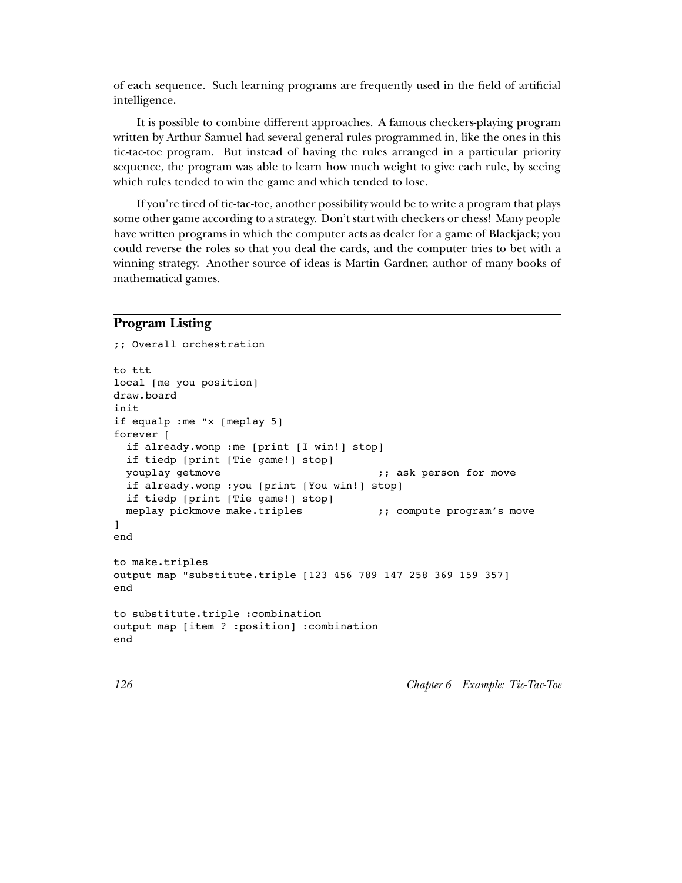of each sequence. Such learning programs are frequently used in the field of artificial intelligence.

It is possible to combine different approaches. A famous checkers-playing program written by Arthur Samuel had several general rules programmed in, like the ones in this tic-tac-toe program. But instead of having the rules arranged in a particular priority sequence, the program was able to learn how much weight to give each rule, by seeing which rules tended to win the game and which tended to lose.

If you're tired of tic-tac-toe, another possibility would be to write a program that plays some other game according to a strategy. Don't start with checkers or chess! Many people have written programs in which the computer acts as dealer for a game of Blackjack; you could reverse the roles so that you deal the cards, and the computer tries to bet with a winning strategy. Another source of ideas is Martin Gardner, author of many books of mathematical games.

## Program Listing

```
;; Overall orchestration

to ttt
local [me you position]
draw.board
init
if equalp :me "x [meplay 5]
forever [
  if already.wonp :me [print [I win!] stop]
  if tiedp [print [Tie game!] stop]
  youplay getmove                          ;; ask person for move
  if already.wonp :you [print [You win!] stop]
  if tiedp [print [Tie game!] stop]
  meplay pickmove make.triples             ;; compute program's move
]
end

to make.triples
output map "substitute.triple [123 456 789 147 258 369 159 357]
end

to substitute.triple :combination
output map [item ? :position] :combination
end
```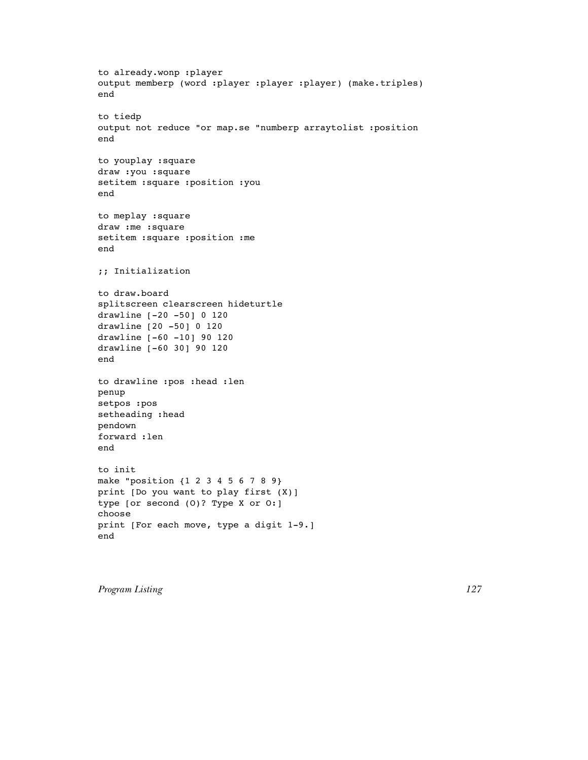```
to already.wonp :player
output memberp (word :player :player :player) (make.triples)
end

to tiedp
output not reduce "or map.se "numberp arraytolist :position
end

to youplay :square
draw :you :square
setitem :square :position :you
end

to meplay :square
draw :me :square
setitem :square :position :me
end

;; Initialization

to draw.board
splitscreen clearscreen hideturtle
drawline [-20 -50] 0 120
drawline [20 -50] 0 120
drawline [-60 -10] 90 120
drawline [-60 30] 90 120
end

to drawline :pos :head :len
penup
setpos :pos
setheading :head
pendown
forward :len
end

to init
make "position {1 2 3 4 5 6 7 8 9}
print [Do you want to play first (X)]
type [or second (O)? Type X or O:]
choose
print [For each move, type a digit 1-9.]
end
```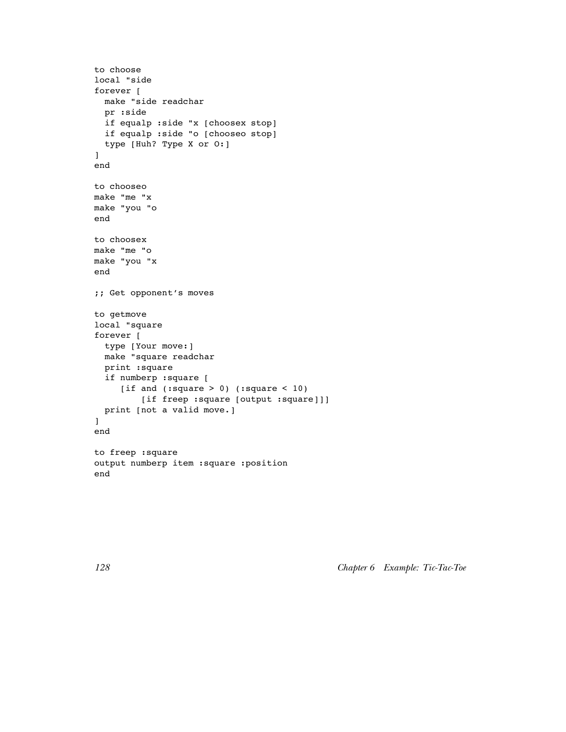```
to choose
local "side
forever [
  make "side readchar
  pr :side
  if equalp :side "x [choosex stop]
  if equalp :side "o [chooseo stop]
  type [Huh? Type X or O:]
]
end

to chooseo
make "me "x
make "you "o
end

to choosex
make "me "o
make "you "x
end

;; Get opponent's moves

to getmove
local "square
forever [
  type [Your move:]
  make "square readchar
  print :square
  if numberp :square [
     [if and (:square > 0) (:square < 10)
         [if freep :square [output :square]]]
  print [not a valid move.]
]
end

to freep :square
output numberp item :square :position
end
```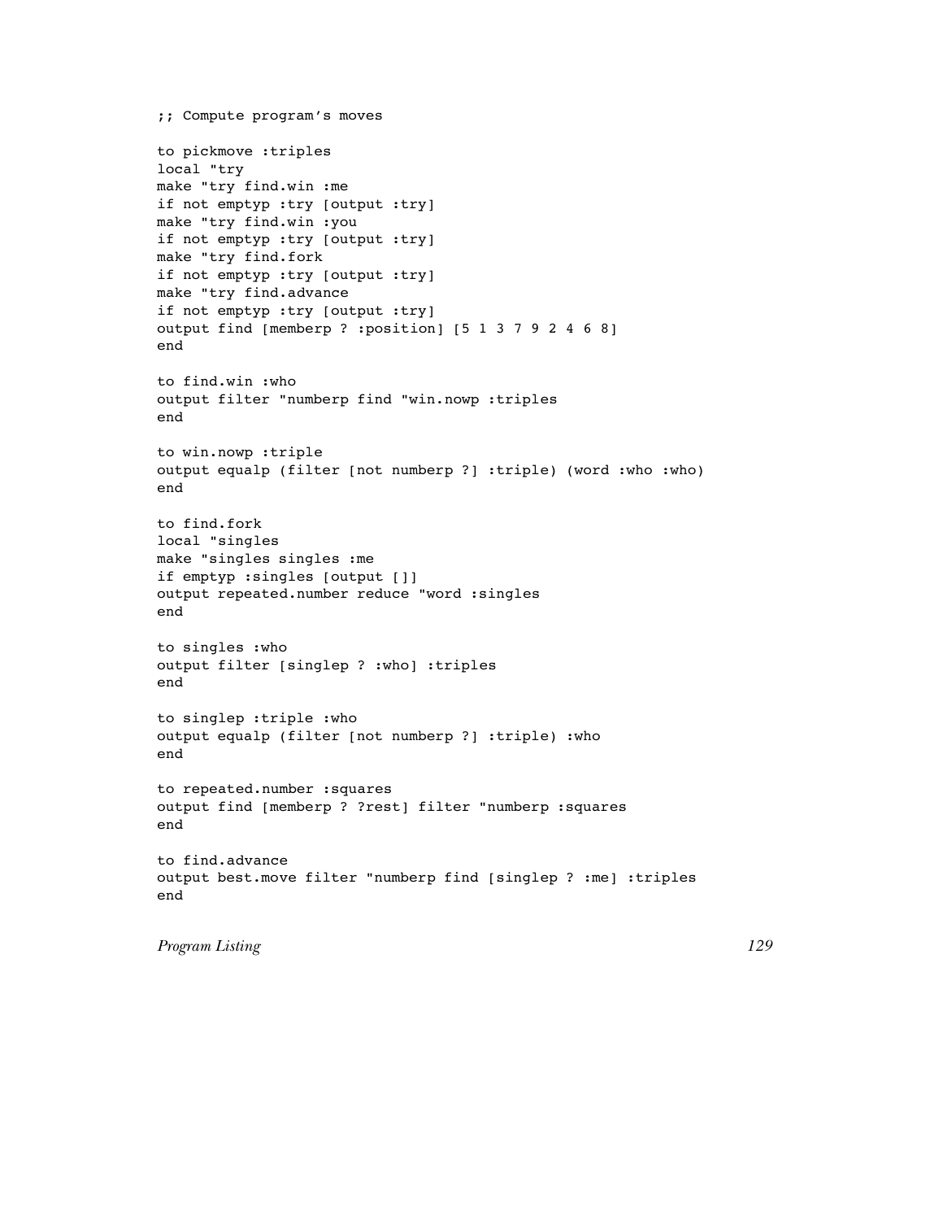```
;; Compute program's moves

to pickmove :triples
local "try
make "try find.win :me
if not emptyp :try [output :try]
make "try find.win :you
if not emptyp :try [output :try]
make "try find.fork
if not emptyp :try [output :try]
make "try find.advance
if not emptyp :try [output :try]
output find [memberp ? :position] [5 1 3 7 9 2 4 6 8]
end

to find.win :who
output filter "numberp find "win.nowp :triples
end

to win.nowp :triple
output equalp (filter [not numberp ?] :triple) (word :who :who)
end

to find.fork
local "singles
make "singles singles :me
if emptyp :singles [output []]
output repeated.number reduce "word :singles
end

to singles :who
output filter [singlep ? :who] :triples
end

to singlep :triple :who
output equalp (filter [not numberp ?] :triple) :who
end

to repeated.number :squares
output find [memberp ? ?rest] filter "numberp :squares
end

to find.advance
output best.move filter "numberp find [singlep ? :me] :triples
end
```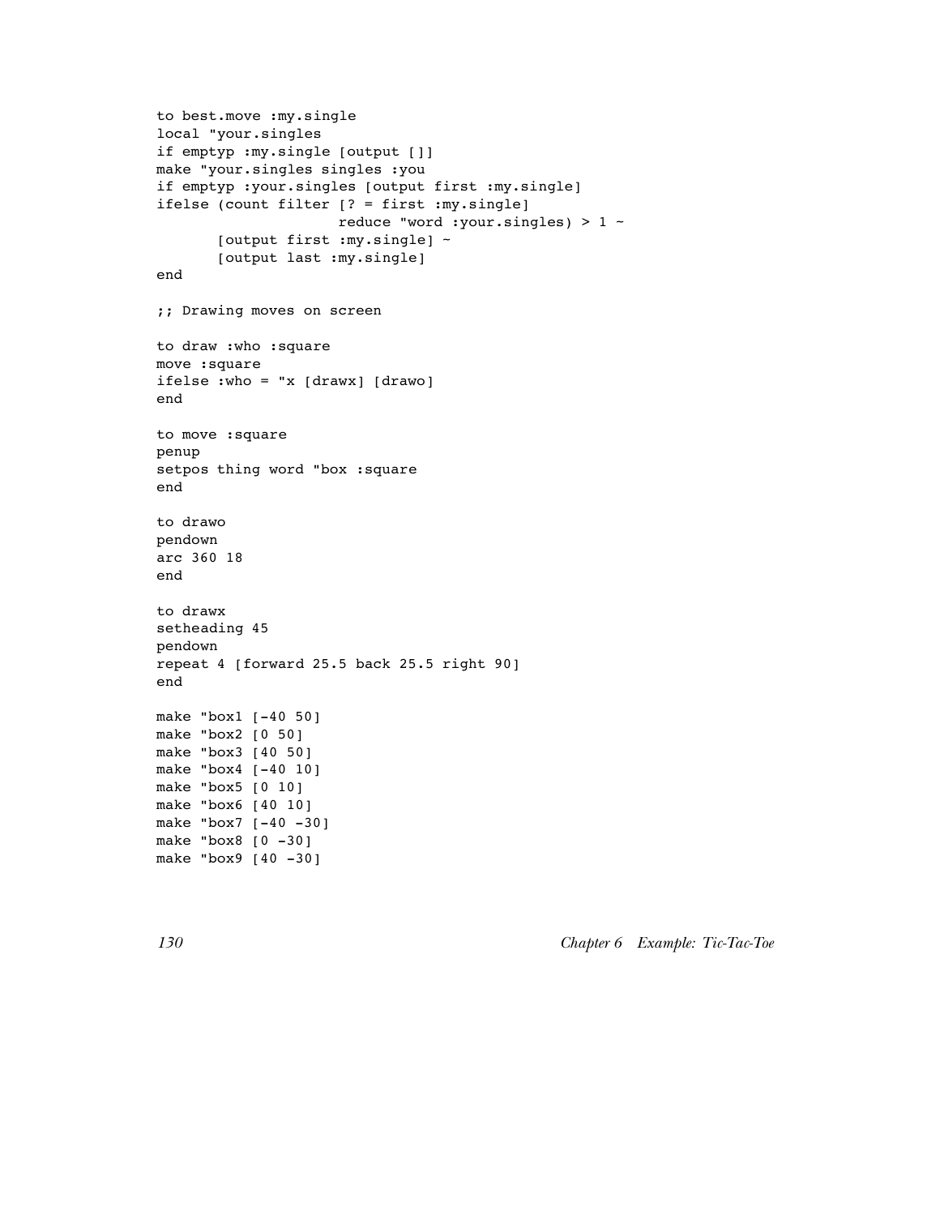```
to best.move :my.single
local "your.singles
if emptyp :my.single [output []]
make "your.singles singles :you
if emptyp :your.singles [output first :my.single]
ifelse (count filter [? = first :my.single]
                     reduce "word :your.singles) > 1 ~
       [output first :my.single] ~
       [output last :my.single]
end

;; Drawing moves on screen

to draw :who :square
move :square
ifelse :who = "x [drawx] [drawo]
end

to move :square
penup
setpos thing word "box :square
end

to drawo
pendown
arc 360 18
end

to drawx
setheading 45
pendown
repeat 4 [forward 25.5 back 25.5 right 90]
end

make "box1 [-40 50]
make "box2 [0 50]
make "box3 [40 50]
make "box4 [-40 10]
make "box5 [0 10]
make "box6 [40 10]
make "box7 [-40 -30]
make "box8 [0 -30]
make "box9 [40 -30]
```